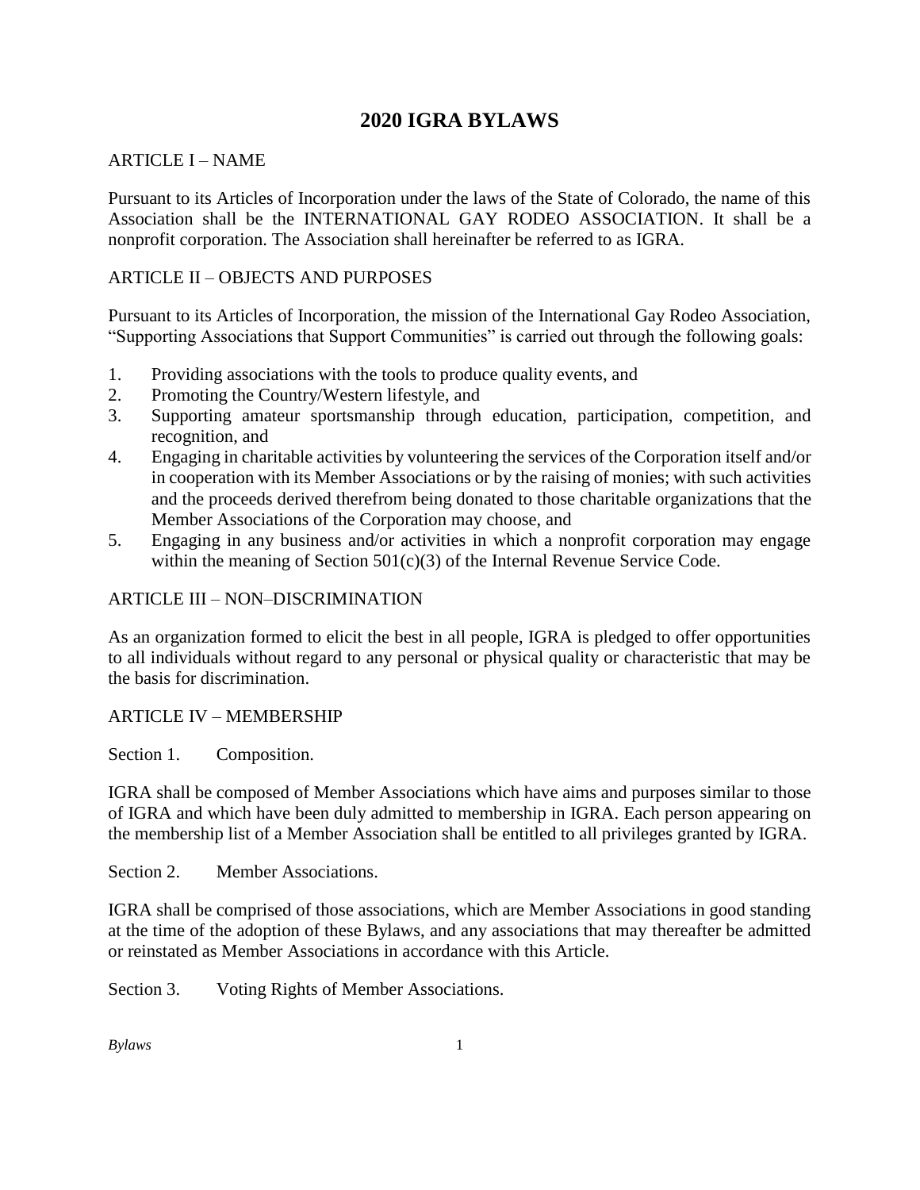# 2020 IGRA BYLAWS

## ARTICLE I – NAME

Pursuant to its Articles of Incorporation under the laws of the State of Colorado, the name of this Association shall be the INTERNATIONAL GAY RODEO ASSOCIATION. It shall be a nonprofit corporation. The Association shall hereinafter be referred to as IGRA.

## ARTICLE II – OBJECTS AND PURPOSES

Pursuant to its Articles of Incorporation, the mission of the International Gay Rodeo Association, "Supporting Associations that Support Communities" is carried out through the following goals:

1. Providing associations with the tools to produce quality events, and
2. Promoting the Country/Western lifestyle, and
3. Supporting amateur sportsmanship through education, participation, competition, and recognition, and
4. Engaging in charitable activities by volunteering the services of the Corporation itself and/or in cooperation with its Member Associations or by the raising of monies; with such activities and the proceeds derived therefrom being donated to those charitable organizations that the Member Associations of the Corporation may choose, and
5. Engaging in any business and/or activities in which a nonprofit corporation may engage within the meaning of Section 501(c)(3) of the Internal Revenue Service Code.

## ARTICLE III – NON–DISCRIMINATION

As an organization formed to elicit the best in all people, IGRA is pledged to offer opportunities to all individuals without regard to any personal or physical quality or characteristic that may be the basis for discrimination.

## ARTICLE IV – MEMBERSHIP

### Section 1. Composition.

IGRA shall be composed of Member Associations which have aims and purposes similar to those of IGRA and which have been duly admitted to membership in IGRA. Each person appearing on the membership list of a Member Association shall be entitled to all privileges granted by IGRA.

### Section 2. Member Associations.

IGRA shall be comprised of those associations, which are Member Associations in good standing at the time of the adoption of these Bylaws, and any associations that may thereafter be admitted or reinstated as Member Associations in accordance with this Article.

### Section 3. Voting Rights of Member Associations.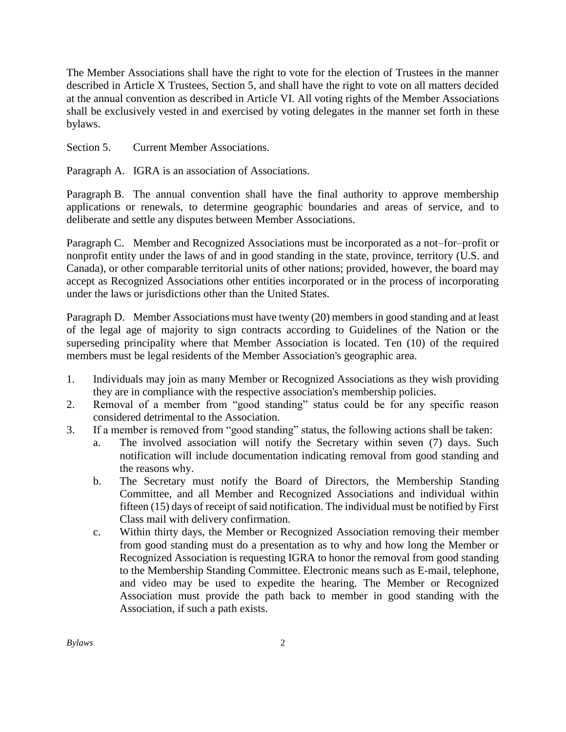The Member Associations shall have the right to vote for the election of Trustees in the manner described in Article X Trustees, Section 5, and shall have the right to vote on all matters decided at the annual convention as described in Article VI. All voting rights of the Member Associations shall be exclusively vested in and exercised by voting delegates in the manner set forth in these bylaws.

Section 5. Current Member Associations.

Paragraph A. IGRA is an association of Associations.

Paragraph B. The annual convention shall have the final authority to approve membership applications or renewals, to determine geographic boundaries and areas of service, and to deliberate and settle any disputes between Member Associations.

Paragraph C. Member and Recognized Associations must be incorporated as a not–for–profit or nonprofit entity under the laws of and in good standing in the state, province, territory (U.S. and Canada), or other comparable territorial units of other nations; provided, however, the board may accept as Recognized Associations other entities incorporated or in the process of incorporating under the laws or jurisdictions other than the United States.

Paragraph D. Member Associations must have twenty (20) members in good standing and at least of the legal age of majority to sign contracts according to Guidelines of the Nation or the superseding principality where that Member Association is located. Ten (10) of the required members must be legal residents of the Member Association's geographic area.

1. Individuals may join as many Member or Recognized Associations as they wish providing they are in compliance with the respective association's membership policies.
2. Removal of a member from "good standing" status could be for any specific reason considered detrimental to the Association.
3. If a member is removed from "good standing" status, the following actions shall be taken:
   a. The involved association will notify the Secretary within seven (7) days. Such notification will include documentation indicating removal from good standing and the reasons why.
   b. The Secretary must notify the Board of Directors, the Membership Standing Committee, and all Member and Recognized Associations and individual within fifteen (15) days of receipt of said notification. The individual must be notified by First Class mail with delivery confirmation.
   c. Within thirty days, the Member or Recognized Association removing their member from good standing must do a presentation as to why and how long the Member or Recognized Association is requesting IGRA to honor the removal from good standing to the Membership Standing Committee. Electronic means such as E-mail, telephone, and video may be used to expedite the hearing. The Member or Recognized Association must provide the path back to member in good standing with the Association, if such a path exists.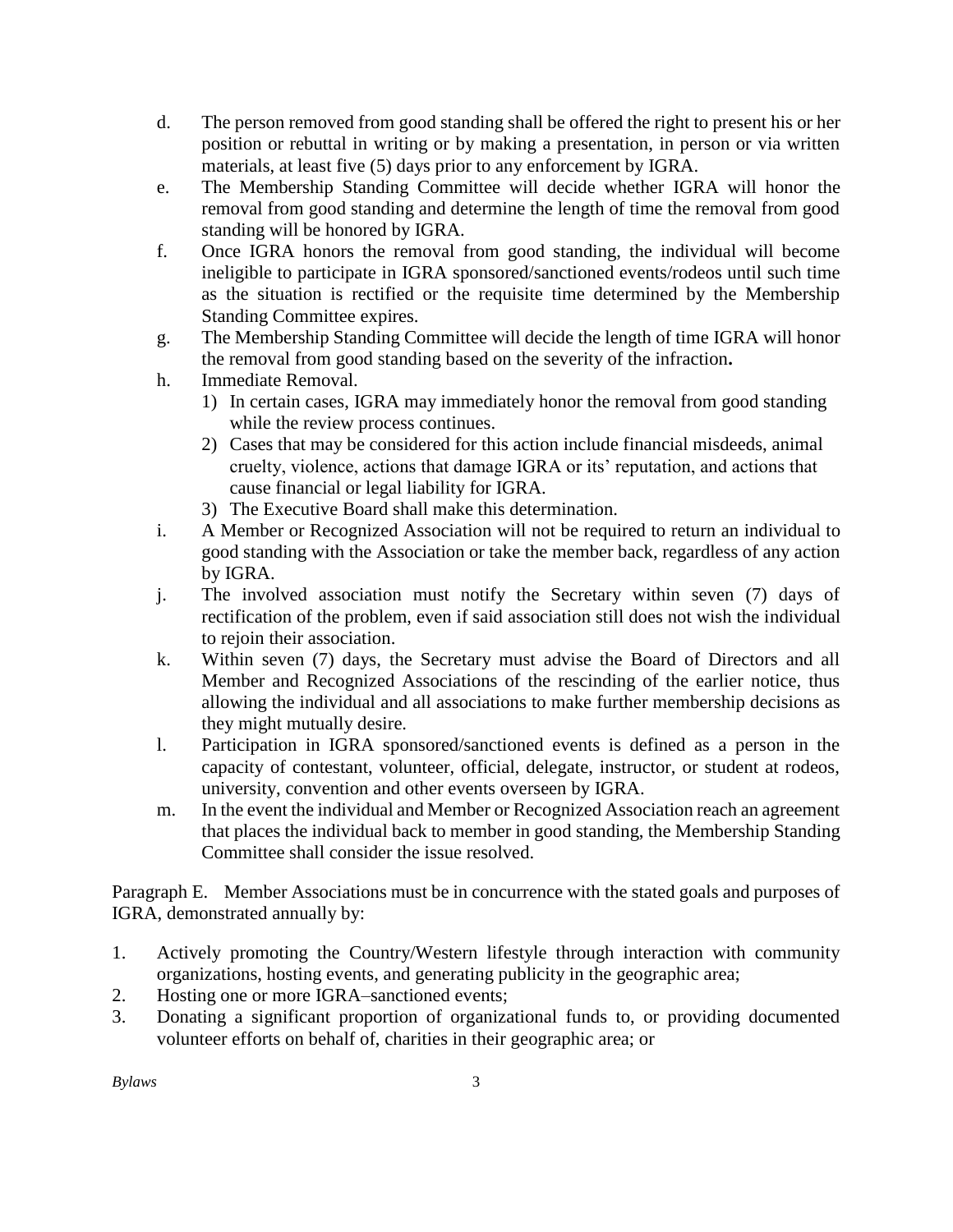d. The person removed from good standing shall be offered the right to present his or her position or rebuttal in writing or by making a presentation, in person or via written materials, at least five (5) days prior to any enforcement by IGRA.

e. The Membership Standing Committee will decide whether IGRA will honor the removal from good standing and determine the length of time the removal from good standing will be honored by IGRA.

f. Once IGRA honors the removal from good standing, the individual will become ineligible to participate in IGRA sponsored/sanctioned events/rodeos until such time as the situation is rectified or the requisite time determined by the Membership Standing Committee expires.

g. The Membership Standing Committee will decide the length of time IGRA will honor the removal from good standing based on the severity of the infraction**.**

h. Immediate Removal.
   1) In certain cases, IGRA may immediately honor the removal from good standing while the review process continues.
   2) Cases that may be considered for this action include financial misdeeds, animal cruelty, violence, actions that damage IGRA or its' reputation, and actions that cause financial or legal liability for IGRA.
   3) The Executive Board shall make this determination.

i. A Member or Recognized Association will not be required to return an individual to good standing with the Association or take the member back, regardless of any action by IGRA.

j. The involved association must notify the Secretary within seven (7) days of rectification of the problem, even if said association still does not wish the individual to rejoin their association.

k. Within seven (7) days, the Secretary must advise the Board of Directors and all Member and Recognized Associations of the rescinding of the earlier notice, thus allowing the individual and all associations to make further membership decisions as they might mutually desire.

l. Participation in IGRA sponsored/sanctioned events is defined as a person in the capacity of contestant, volunteer, official, delegate, instructor, or student at rodeos, university, convention and other events overseen by IGRA.

m. In the event the individual and Member or Recognized Association reach an agreement that places the individual back to member in good standing, the Membership Standing Committee shall consider the issue resolved.

Paragraph E. Member Associations must be in concurrence with the stated goals and purposes of IGRA, demonstrated annually by:

1. Actively promoting the Country/Western lifestyle through interaction with community organizations, hosting events, and generating publicity in the geographic area;
2. Hosting one or more IGRA–sanctioned events;
3. Donating a significant proportion of organizational funds to, or providing documented volunteer efforts on behalf of, charities in their geographic area; or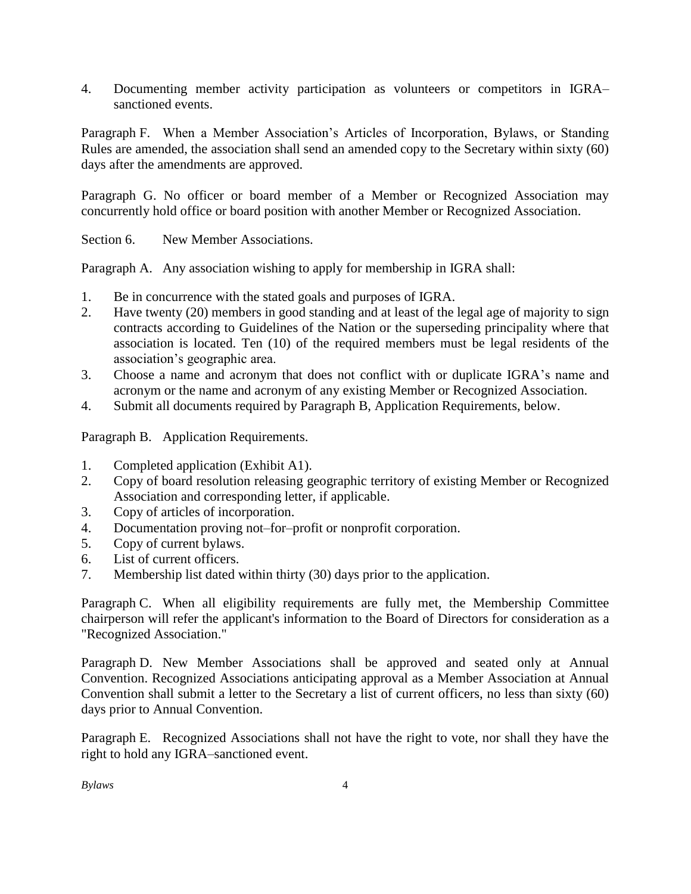4. Documenting member activity participation as volunteers or competitors in IGRA–sanctioned events.

Paragraph F. When a Member Association's Articles of Incorporation, Bylaws, or Standing Rules are amended, the association shall send an amended copy to the Secretary within sixty (60) days after the amendments are approved.

Paragraph G. No officer or board member of a Member or Recognized Association may concurrently hold office or board position with another Member or Recognized Association.

Section 6. New Member Associations.

Paragraph A. Any association wishing to apply for membership in IGRA shall:

1. Be in concurrence with the stated goals and purposes of IGRA.
2. Have twenty (20) members in good standing and at least of the legal age of majority to sign contracts according to Guidelines of the Nation or the superseding principality where that association is located. Ten (10) of the required members must be legal residents of the association's geographic area.
3. Choose a name and acronym that does not conflict with or duplicate IGRA's name and acronym or the name and acronym of any existing Member or Recognized Association.
4. Submit all documents required by Paragraph B, Application Requirements, below.

Paragraph B. Application Requirements.

1. Completed application (Exhibit A1).
2. Copy of board resolution releasing geographic territory of existing Member or Recognized Association and corresponding letter, if applicable.
3. Copy of articles of incorporation.
4. Documentation proving not–for–profit or nonprofit corporation.
5. Copy of current bylaws.
6. List of current officers.
7. Membership list dated within thirty (30) days prior to the application.

Paragraph C. When all eligibility requirements are fully met, the Membership Committee chairperson will refer the applicant's information to the Board of Directors for consideration as a "Recognized Association."

Paragraph D. New Member Associations shall be approved and seated only at Annual Convention. Recognized Associations anticipating approval as a Member Association at Annual Convention shall submit a letter to the Secretary a list of current officers, no less than sixty (60) days prior to Annual Convention.

Paragraph E. Recognized Associations shall not have the right to vote, nor shall they have the right to hold any IGRA–sanctioned event.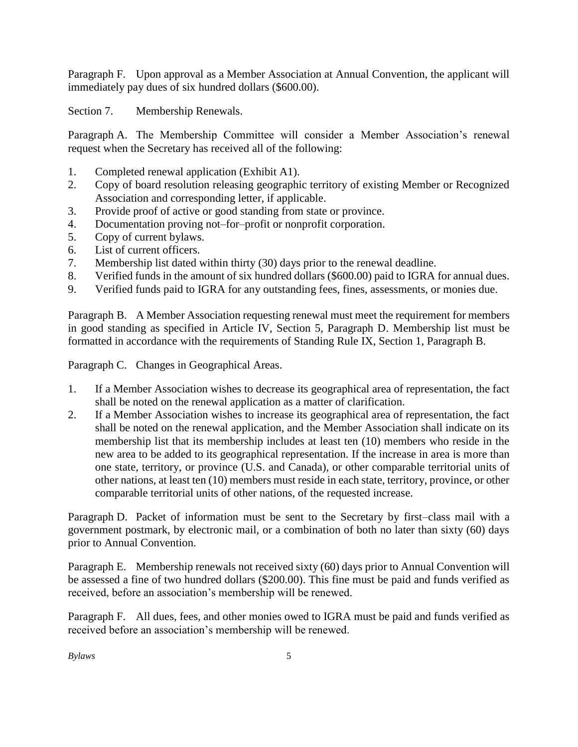Paragraph F. Upon approval as a Member Association at Annual Convention, the applicant will immediately pay dues of six hundred dollars ($600.00).

Section 7. Membership Renewals.

Paragraph A. The Membership Committee will consider a Member Association's renewal request when the Secretary has received all of the following:

1. Completed renewal application (Exhibit A1).
2. Copy of board resolution releasing geographic territory of existing Member or Recognized Association and corresponding letter, if applicable.
3. Provide proof of active or good standing from state or province.
4. Documentation proving not–for–profit or nonprofit corporation.
5. Copy of current bylaws.
6. List of current officers.
7. Membership list dated within thirty (30) days prior to the renewal deadline.
8. Verified funds in the amount of six hundred dollars ($600.00) paid to IGRA for annual dues.
9. Verified funds paid to IGRA for any outstanding fees, fines, assessments, or monies due.

Paragraph B. A Member Association requesting renewal must meet the requirement for members in good standing as specified in Article IV, Section 5, Paragraph D. Membership list must be formatted in accordance with the requirements of Standing Rule IX, Section 1, Paragraph B.

Paragraph C. Changes in Geographical Areas.

1. If a Member Association wishes to decrease its geographical area of representation, the fact shall be noted on the renewal application as a matter of clarification.
2. If a Member Association wishes to increase its geographical area of representation, the fact shall be noted on the renewal application, and the Member Association shall indicate on its membership list that its membership includes at least ten (10) members who reside in the new area to be added to its geographical representation. If the increase in area is more than one state, territory, or province (U.S. and Canada), or other comparable territorial units of other nations, at least ten (10) members must reside in each state, territory, province, or other comparable territorial units of other nations, of the requested increase.

Paragraph D. Packet of information must be sent to the Secretary by first–class mail with a government postmark, by electronic mail, or a combination of both no later than sixty (60) days prior to Annual Convention.

Paragraph E. Membership renewals not received sixty (60) days prior to Annual Convention will be assessed a fine of two hundred dollars ($200.00). This fine must be paid and funds verified as received, before an association's membership will be renewed.

Paragraph F. All dues, fees, and other monies owed to IGRA must be paid and funds verified as received before an association's membership will be renewed.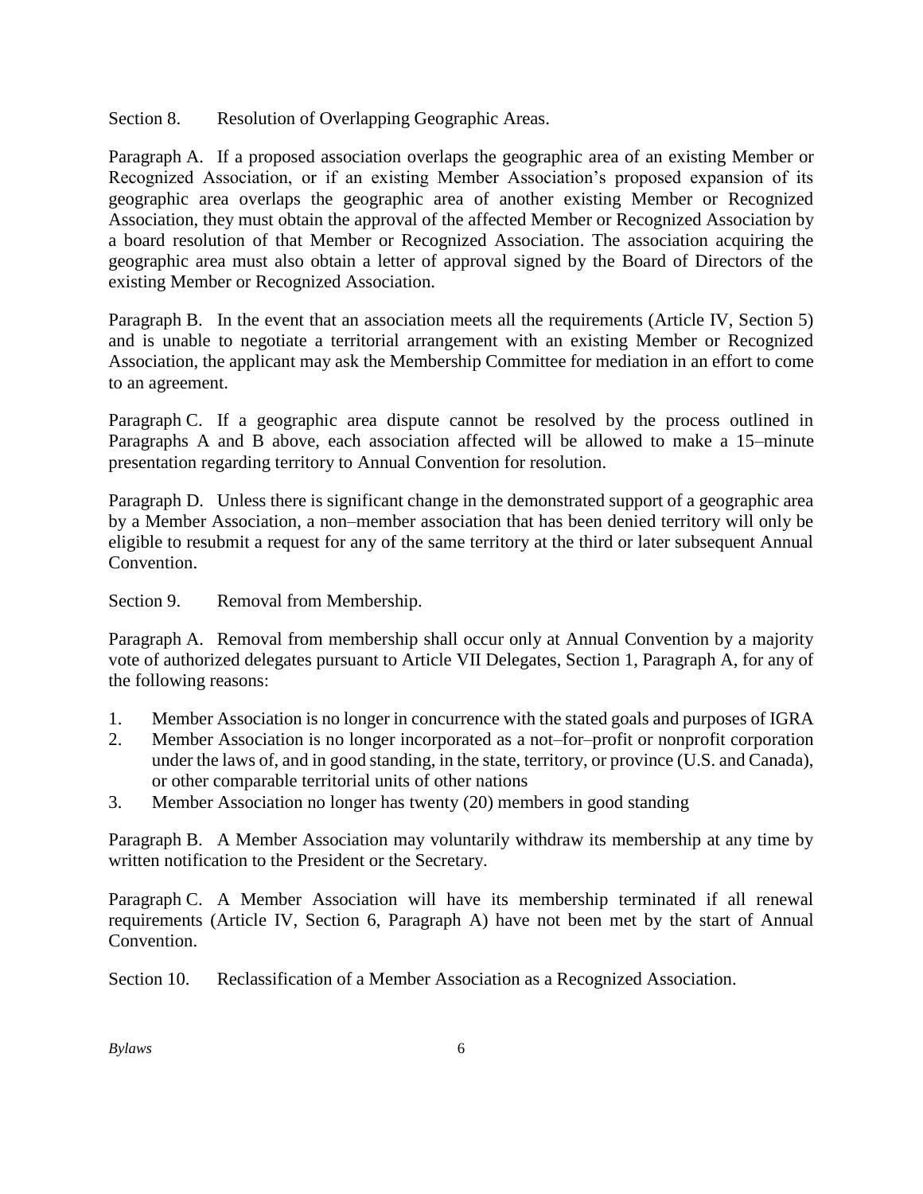Section 8. Resolution of Overlapping Geographic Areas.

Paragraph A. If a proposed association overlaps the geographic area of an existing Member or Recognized Association, or if an existing Member Association's proposed expansion of its geographic area overlaps the geographic area of another existing Member or Recognized Association, they must obtain the approval of the affected Member or Recognized Association by a board resolution of that Member or Recognized Association. The association acquiring the geographic area must also obtain a letter of approval signed by the Board of Directors of the existing Member or Recognized Association.

Paragraph B. In the event that an association meets all the requirements (Article IV, Section 5) and is unable to negotiate a territorial arrangement with an existing Member or Recognized Association, the applicant may ask the Membership Committee for mediation in an effort to come to an agreement.

Paragraph C. If a geographic area dispute cannot be resolved by the process outlined in Paragraphs A and B above, each association affected will be allowed to make a 15–minute presentation regarding territory to Annual Convention for resolution.

Paragraph D. Unless there is significant change in the demonstrated support of a geographic area by a Member Association, a non–member association that has been denied territory will only be eligible to resubmit a request for any of the same territory at the third or later subsequent Annual Convention.

Section 9. Removal from Membership.

Paragraph A. Removal from membership shall occur only at Annual Convention by a majority vote of authorized delegates pursuant to Article VII Delegates, Section 1, Paragraph A, for any of the following reasons:

1. Member Association is no longer in concurrence with the stated goals and purposes of IGRA
2. Member Association is no longer incorporated as a not–for–profit or nonprofit corporation under the laws of, and in good standing, in the state, territory, or province (U.S. and Canada), or other comparable territorial units of other nations
3. Member Association no longer has twenty (20) members in good standing

Paragraph B. A Member Association may voluntarily withdraw its membership at any time by written notification to the President or the Secretary.

Paragraph C. A Member Association will have its membership terminated if all renewal requirements (Article IV, Section 6, Paragraph A) have not been met by the start of Annual Convention.

Section 10. Reclassification of a Member Association as a Recognized Association.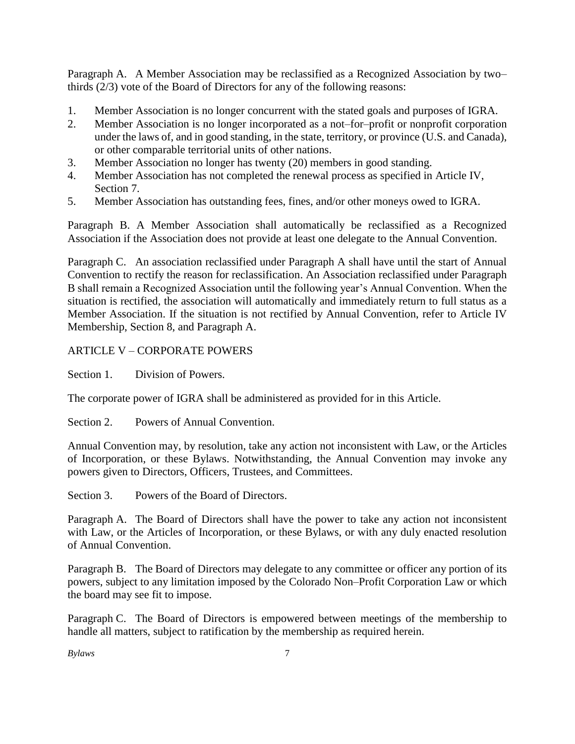Paragraph A. A Member Association may be reclassified as a Recognized Association by two–thirds (2/3) vote of the Board of Directors for any of the following reasons:

1. Member Association is no longer concurrent with the stated goals and purposes of IGRA.
2. Member Association is no longer incorporated as a not–for–profit or nonprofit corporation under the laws of, and in good standing, in the state, territory, or province (U.S. and Canada), or other comparable territorial units of other nations.
3. Member Association no longer has twenty (20) members in good standing.
4. Member Association has not completed the renewal process as specified in Article IV, Section 7.
5. Member Association has outstanding fees, fines, and/or other moneys owed to IGRA.

Paragraph B. A Member Association shall automatically be reclassified as a Recognized Association if the Association does not provide at least one delegate to the Annual Convention.

Paragraph C. An association reclassified under Paragraph A shall have until the start of Annual Convention to rectify the reason for reclassification. An Association reclassified under Paragraph B shall remain a Recognized Association until the following year's Annual Convention. When the situation is rectified, the association will automatically and immediately return to full status as a Member Association. If the situation is not rectified by Annual Convention, refer to Article IV Membership, Section 8, and Paragraph A.

## ARTICLE V – CORPORATE POWERS

### Section 1. Division of Powers.

The corporate power of IGRA shall be administered as provided for in this Article.

### Section 2. Powers of Annual Convention.

Annual Convention may, by resolution, take any action not inconsistent with Law, or the Articles of Incorporation, or these Bylaws. Notwithstanding, the Annual Convention may invoke any powers given to Directors, Officers, Trustees, and Committees.

### Section 3. Powers of the Board of Directors.

Paragraph A. The Board of Directors shall have the power to take any action not inconsistent with Law, or the Articles of Incorporation, or these Bylaws, or with any duly enacted resolution of Annual Convention.

Paragraph B. The Board of Directors may delegate to any committee or officer any portion of its powers, subject to any limitation imposed by the Colorado Non–Profit Corporation Law or which the board may see fit to impose.

Paragraph C. The Board of Directors is empowered between meetings of the membership to handle all matters, subject to ratification by the membership as required herein.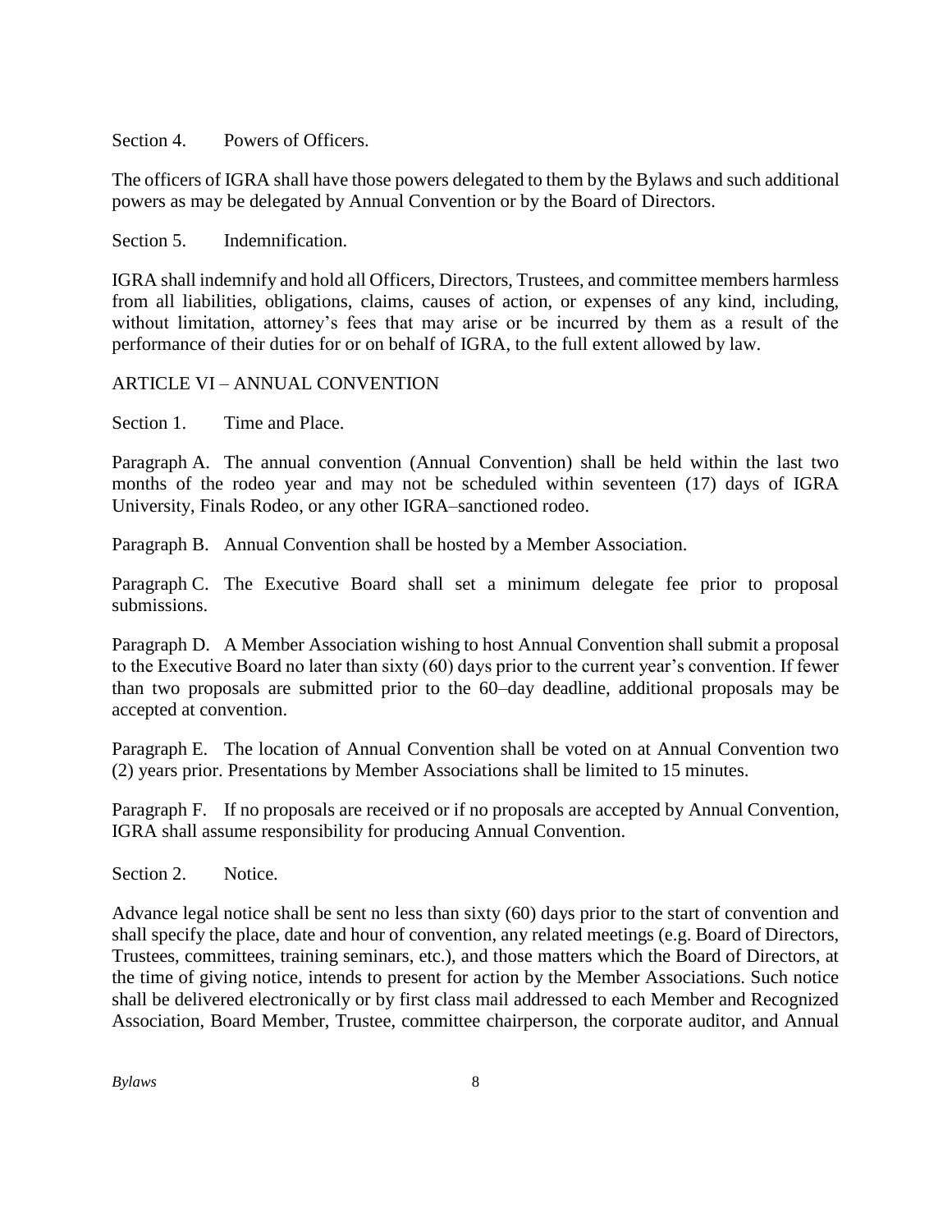Section 4. Powers of Officers.

The officers of IGRA shall have those powers delegated to them by the Bylaws and such additional powers as may be delegated by Annual Convention or by the Board of Directors.

Section 5. Indemnification.

IGRA shall indemnify and hold all Officers, Directors, Trustees, and committee members harmless from all liabilities, obligations, claims, causes of action, or expenses of any kind, including, without limitation, attorney's fees that may arise or be incurred by them as a result of the performance of their duties for or on behalf of IGRA, to the full extent allowed by law.

## ARTICLE VI – ANNUAL CONVENTION

Section 1. Time and Place.

Paragraph A. The annual convention (Annual Convention) shall be held within the last two months of the rodeo year and may not be scheduled within seventeen (17) days of IGRA University, Finals Rodeo, or any other IGRA–sanctioned rodeo.

Paragraph B. Annual Convention shall be hosted by a Member Association.

Paragraph C. The Executive Board shall set a minimum delegate fee prior to proposal submissions.

Paragraph D. A Member Association wishing to host Annual Convention shall submit a proposal to the Executive Board no later than sixty (60) days prior to the current year's convention. If fewer than two proposals are submitted prior to the 60–day deadline, additional proposals may be accepted at convention.

Paragraph E. The location of Annual Convention shall be voted on at Annual Convention two (2) years prior. Presentations by Member Associations shall be limited to 15 minutes.

Paragraph F. If no proposals are received or if no proposals are accepted by Annual Convention, IGRA shall assume responsibility for producing Annual Convention.

Section 2. Notice.

Advance legal notice shall be sent no less than sixty (60) days prior to the start of convention and shall specify the place, date and hour of convention, any related meetings (e.g. Board of Directors, Trustees, committees, training seminars, etc.), and those matters which the Board of Directors, at the time of giving notice, intends to present for action by the Member Associations. Such notice shall be delivered electronically or by first class mail addressed to each Member and Recognized Association, Board Member, Trustee, committee chairperson, the corporate auditor, and Annual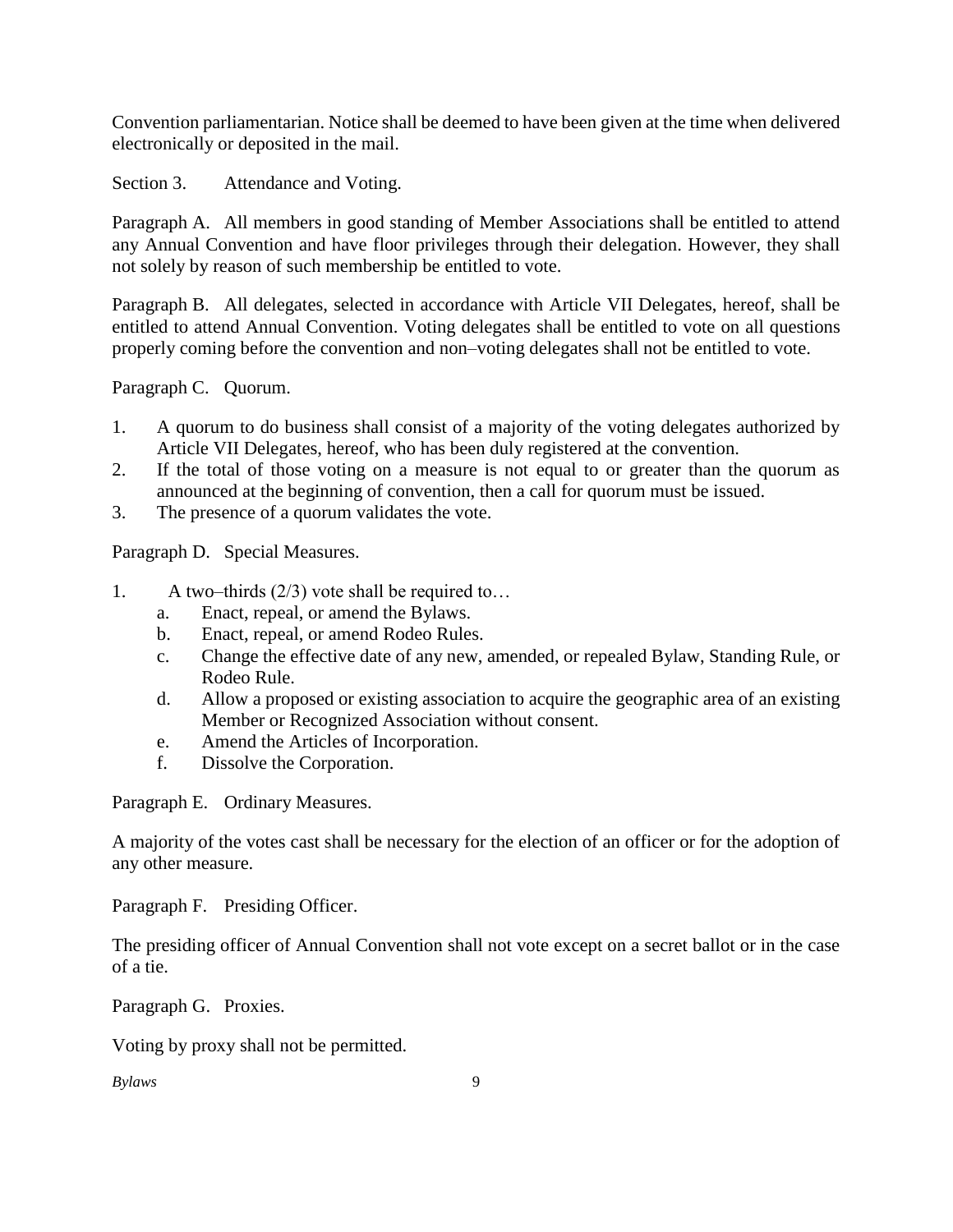Convention parliamentarian. Notice shall be deemed to have been given at the time when delivered electronically or deposited in the mail.

Section 3. Attendance and Voting.

Paragraph A. All members in good standing of Member Associations shall be entitled to attend any Annual Convention and have floor privileges through their delegation. However, they shall not solely by reason of such membership be entitled to vote.

Paragraph B. All delegates, selected in accordance with Article VII Delegates, hereof, shall be entitled to attend Annual Convention. Voting delegates shall be entitled to vote on all questions properly coming before the convention and non–voting delegates shall not be entitled to vote.

Paragraph C. Quorum.

1. A quorum to do business shall consist of a majority of the voting delegates authorized by Article VII Delegates, hereof, who has been duly registered at the convention.
2. If the total of those voting on a measure is not equal to or greater than the quorum as announced at the beginning of convention, then a call for quorum must be issued.
3. The presence of a quorum validates the vote.

Paragraph D. Special Measures.

1. A two–thirds (2/3) vote shall be required to…
   a. Enact, repeal, or amend the Bylaws.
   b. Enact, repeal, or amend Rodeo Rules.
   c. Change the effective date of any new, amended, or repealed Bylaw, Standing Rule, or Rodeo Rule.
   d. Allow a proposed or existing association to acquire the geographic area of an existing Member or Recognized Association without consent.
   e. Amend the Articles of Incorporation.
   f. Dissolve the Corporation.

Paragraph E. Ordinary Measures.

A majority of the votes cast shall be necessary for the election of an officer or for the adoption of any other measure.

Paragraph F. Presiding Officer.

The presiding officer of Annual Convention shall not vote except on a secret ballot or in the case of a tie.

Paragraph G. Proxies.

Voting by proxy shall not be permitted.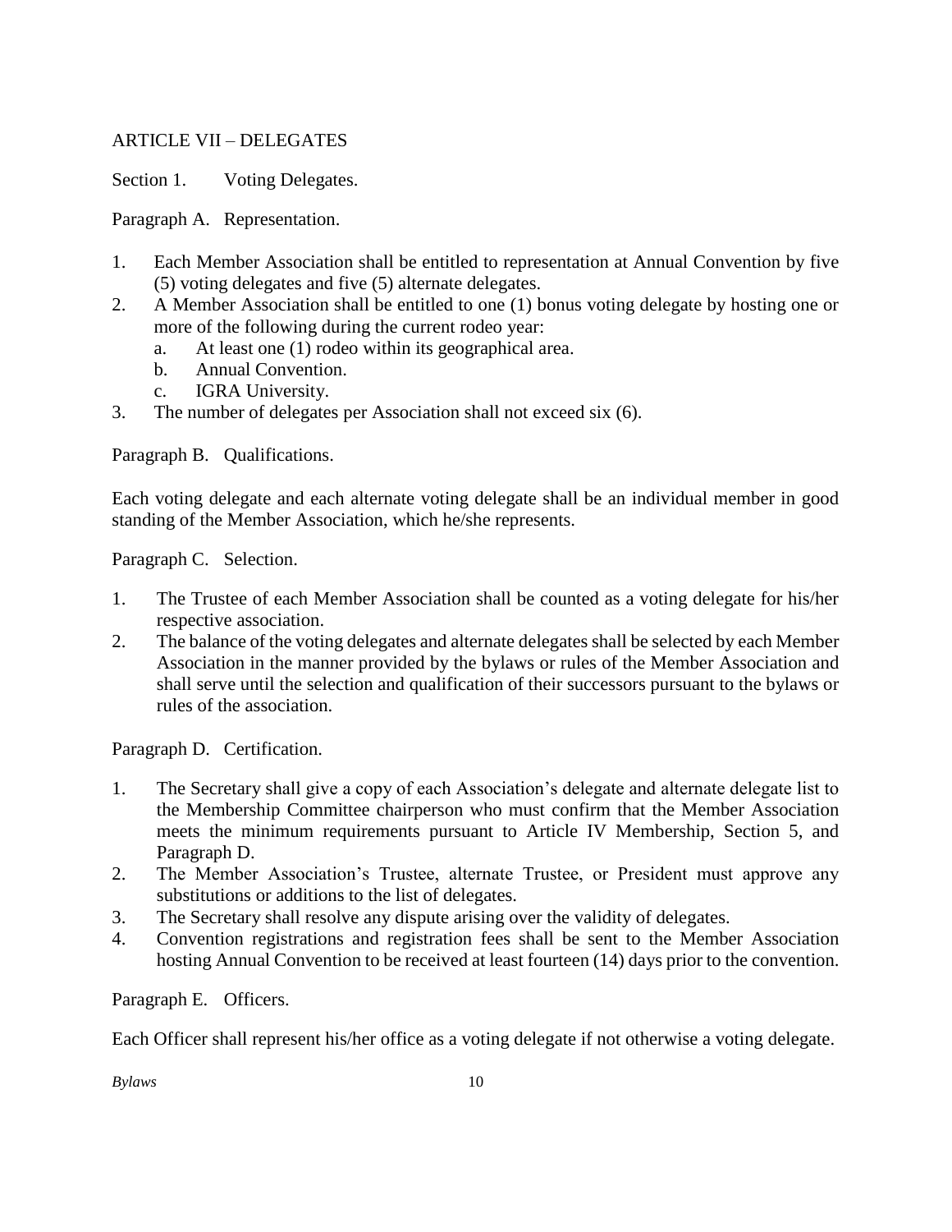## ARTICLE VII – DELEGATES

### Section 1. Voting Delegates.

#### Paragraph A. Representation.

1. Each Member Association shall be entitled to representation at Annual Convention by five (5) voting delegates and five (5) alternate delegates.
2. A Member Association shall be entitled to one (1) bonus voting delegate by hosting one or more of the following during the current rodeo year:
   a. At least one (1) rodeo within its geographical area.
   b. Annual Convention.
   c. IGRA University.
3. The number of delegates per Association shall not exceed six (6).

#### Paragraph B. Qualifications.

Each voting delegate and each alternate voting delegate shall be an individual member in good standing of the Member Association, which he/she represents.

#### Paragraph C. Selection.

1. The Trustee of each Member Association shall be counted as a voting delegate for his/her respective association.
2. The balance of the voting delegates and alternate delegates shall be selected by each Member Association in the manner provided by the bylaws or rules of the Member Association and shall serve until the selection and qualification of their successors pursuant to the bylaws or rules of the association.

#### Paragraph D. Certification.

1. The Secretary shall give a copy of each Association's delegate and alternate delegate list to the Membership Committee chairperson who must confirm that the Member Association meets the minimum requirements pursuant to Article IV Membership, Section 5, and Paragraph D.
2. The Member Association's Trustee, alternate Trustee, or President must approve any substitutions or additions to the list of delegates.
3. The Secretary shall resolve any dispute arising over the validity of delegates.
4. Convention registrations and registration fees shall be sent to the Member Association hosting Annual Convention to be received at least fourteen (14) days prior to the convention.

#### Paragraph E. Officers.

Each Officer shall represent his/her office as a voting delegate if not otherwise a voting delegate.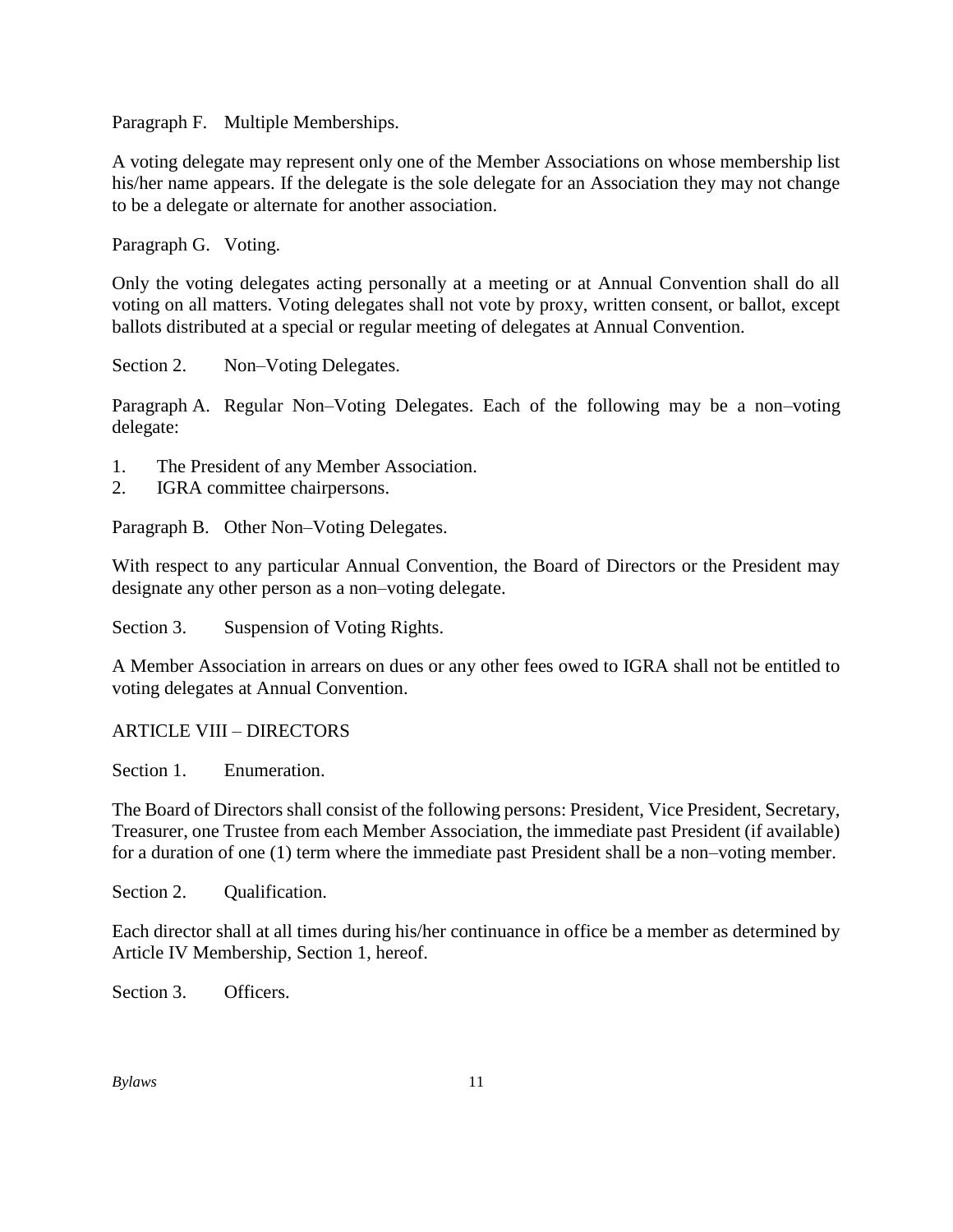Paragraph F. Multiple Memberships.

A voting delegate may represent only one of the Member Associations on whose membership list his/her name appears. If the delegate is the sole delegate for an Association they may not change to be a delegate or alternate for another association.

Paragraph G. Voting.

Only the voting delegates acting personally at a meeting or at Annual Convention shall do all voting on all matters. Voting delegates shall not vote by proxy, written consent, or ballot, except ballots distributed at a special or regular meeting of delegates at Annual Convention.

Section 2. Non–Voting Delegates.

Paragraph A. Regular Non–Voting Delegates. Each of the following may be a non–voting delegate:

1. The President of any Member Association.
2. IGRA committee chairpersons.

Paragraph B. Other Non–Voting Delegates.

With respect to any particular Annual Convention, the Board of Directors or the President may designate any other person as a non–voting delegate.

Section 3. Suspension of Voting Rights.

A Member Association in arrears on dues or any other fees owed to IGRA shall not be entitled to voting delegates at Annual Convention.

## ARTICLE VIII – DIRECTORS

Section 1. Enumeration.

The Board of Directors shall consist of the following persons: President, Vice President, Secretary, Treasurer, one Trustee from each Member Association, the immediate past President (if available) for a duration of one (1) term where the immediate past President shall be a non–voting member.

Section 2. Qualification.

Each director shall at all times during his/her continuance in office be a member as determined by Article IV Membership, Section 1, hereof.

Section 3. Officers.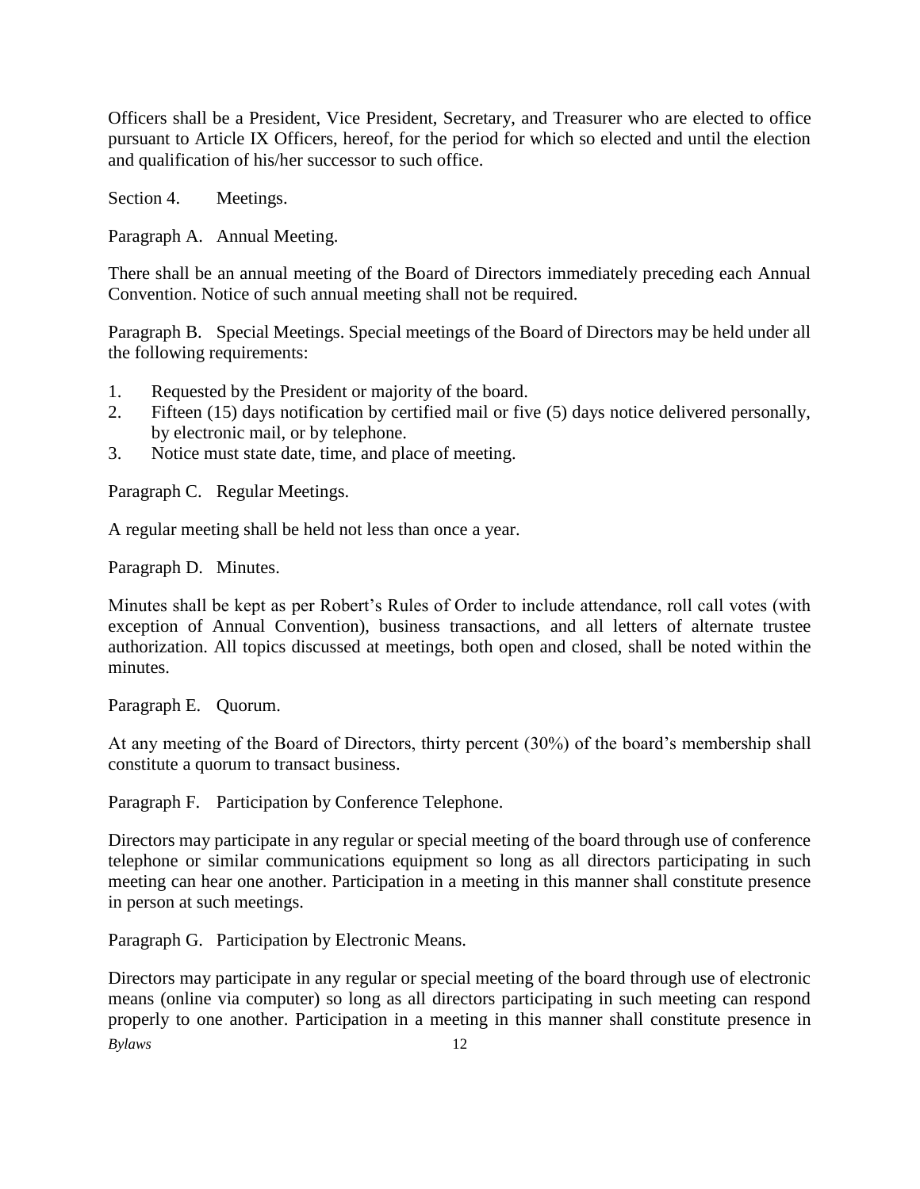Officers shall be a President, Vice President, Secretary, and Treasurer who are elected to office pursuant to Article IX Officers, hereof, for the period for which so elected and until the election and qualification of his/her successor to such office.

Section 4. Meetings.

Paragraph A. Annual Meeting.

There shall be an annual meeting of the Board of Directors immediately preceding each Annual Convention. Notice of such annual meeting shall not be required.

Paragraph B. Special Meetings. Special meetings of the Board of Directors may be held under all the following requirements:

1. Requested by the President or majority of the board.
2. Fifteen (15) days notification by certified mail or five (5) days notice delivered personally, by electronic mail, or by telephone.
3. Notice must state date, time, and place of meeting.

Paragraph C. Regular Meetings.

A regular meeting shall be held not less than once a year.

Paragraph D. Minutes.

Minutes shall be kept as per Robert's Rules of Order to include attendance, roll call votes (with exception of Annual Convention), business transactions, and all letters of alternate trustee authorization. All topics discussed at meetings, both open and closed, shall be noted within the minutes.

Paragraph E. Quorum.

At any meeting of the Board of Directors, thirty percent (30%) of the board's membership shall constitute a quorum to transact business.

Paragraph F. Participation by Conference Telephone.

Directors may participate in any regular or special meeting of the board through use of conference telephone or similar communications equipment so long as all directors participating in such meeting can hear one another. Participation in a meeting in this manner shall constitute presence in person at such meetings.

Paragraph G. Participation by Electronic Means.

Directors may participate in any regular or special meeting of the board through use of electronic means (online via computer) so long as all directors participating in such meeting can respond properly to one another. Participation in a meeting in this manner shall constitute presence in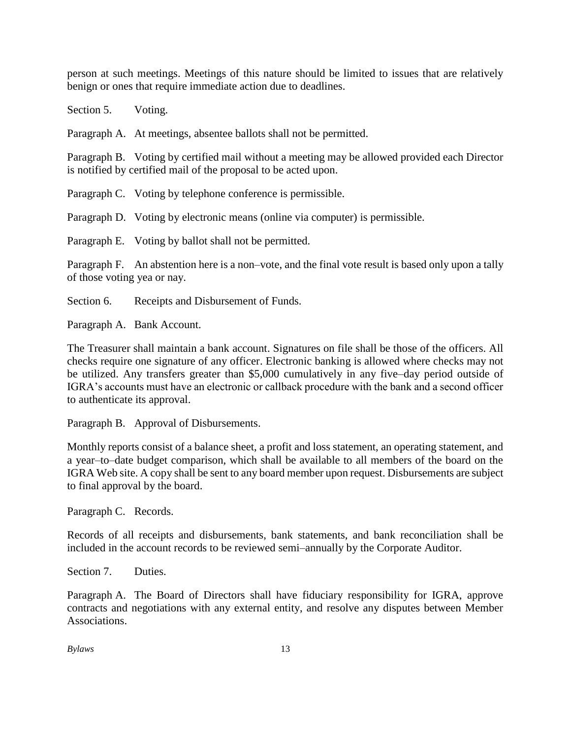person at such meetings. Meetings of this nature should be limited to issues that are relatively benign or ones that require immediate action due to deadlines.

Section 5. Voting.

Paragraph A. At meetings, absentee ballots shall not be permitted.

Paragraph B. Voting by certified mail without a meeting may be allowed provided each Director is notified by certified mail of the proposal to be acted upon.

Paragraph C. Voting by telephone conference is permissible.

Paragraph D. Voting by electronic means (online via computer) is permissible.

Paragraph E. Voting by ballot shall not be permitted.

Paragraph F. An abstention here is a non–vote, and the final vote result is based only upon a tally of those voting yea or nay.

Section 6. Receipts and Disbursement of Funds.

Paragraph A. Bank Account.

The Treasurer shall maintain a bank account. Signatures on file shall be those of the officers. All checks require one signature of any officer. Electronic banking is allowed where checks may not be utilized. Any transfers greater than $5,000 cumulatively in any five–day period outside of IGRA's accounts must have an electronic or callback procedure with the bank and a second officer to authenticate its approval.

Paragraph B. Approval of Disbursements.

Monthly reports consist of a balance sheet, a profit and loss statement, an operating statement, and a year–to–date budget comparison, which shall be available to all members of the board on the IGRA Web site. A copy shall be sent to any board member upon request. Disbursements are subject to final approval by the board.

Paragraph C. Records.

Records of all receipts and disbursements, bank statements, and bank reconciliation shall be included in the account records to be reviewed semi–annually by the Corporate Auditor.

Section 7. Duties.

Paragraph A. The Board of Directors shall have fiduciary responsibility for IGRA, approve contracts and negotiations with any external entity, and resolve any disputes between Member Associations.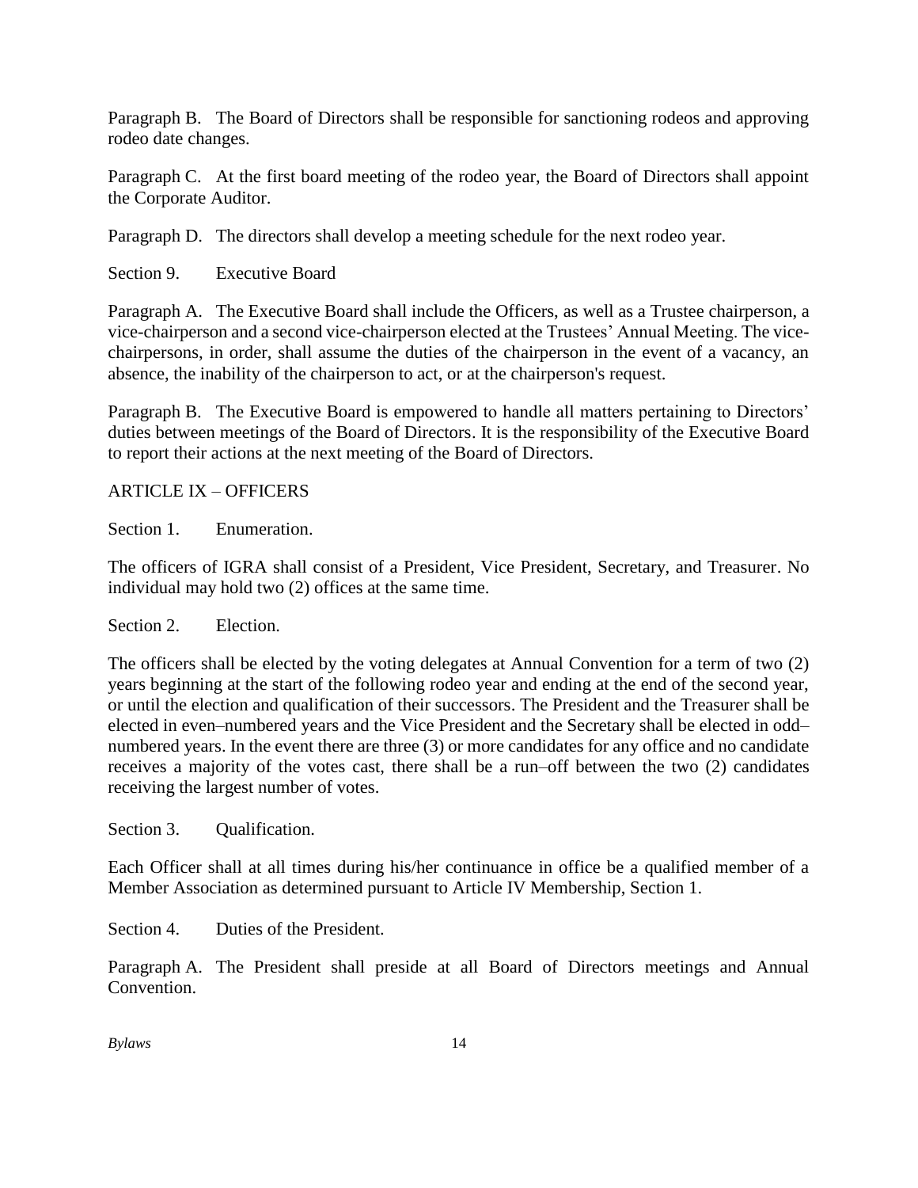Paragraph B. The Board of Directors shall be responsible for sanctioning rodeos and approving rodeo date changes.

Paragraph C. At the first board meeting of the rodeo year, the Board of Directors shall appoint the Corporate Auditor.

Paragraph D. The directors shall develop a meeting schedule for the next rodeo year.

Section 9. Executive Board

Paragraph A. The Executive Board shall include the Officers, as well as a Trustee chairperson, a vice-chairperson and a second vice-chairperson elected at the Trustees' Annual Meeting. The vice-chairpersons, in order, shall assume the duties of the chairperson in the event of a vacancy, an absence, the inability of the chairperson to act, or at the chairperson's request.

Paragraph B. The Executive Board is empowered to handle all matters pertaining to Directors' duties between meetings of the Board of Directors. It is the responsibility of the Executive Board to report their actions at the next meeting of the Board of Directors.

## ARTICLE IX – OFFICERS

Section 1. Enumeration.

The officers of IGRA shall consist of a President, Vice President, Secretary, and Treasurer. No individual may hold two (2) offices at the same time.

Section 2. Election.

The officers shall be elected by the voting delegates at Annual Convention for a term of two (2) years beginning at the start of the following rodeo year and ending at the end of the second year, or until the election and qualification of their successors. The President and the Treasurer shall be elected in even–numbered years and the Vice President and the Secretary shall be elected in odd–numbered years. In the event there are three (3) or more candidates for any office and no candidate receives a majority of the votes cast, there shall be a run–off between the two (2) candidates receiving the largest number of votes.

Section 3. Qualification.

Each Officer shall at all times during his/her continuance in office be a qualified member of a Member Association as determined pursuant to Article IV Membership, Section 1.

Section 4. Duties of the President.

Paragraph A. The President shall preside at all Board of Directors meetings and Annual Convention.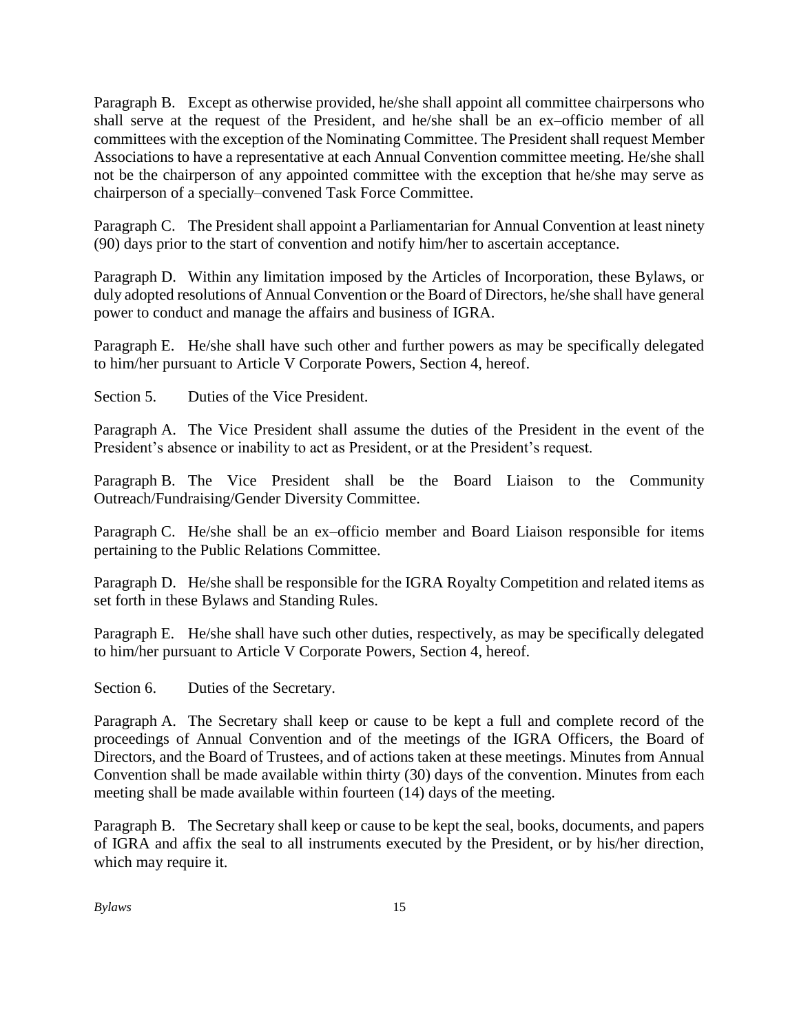Paragraph B. Except as otherwise provided, he/she shall appoint all committee chairpersons who shall serve at the request of the President, and he/she shall be an ex–officio member of all committees with the exception of the Nominating Committee. The President shall request Member Associations to have a representative at each Annual Convention committee meeting. He/she shall not be the chairperson of any appointed committee with the exception that he/she may serve as chairperson of a specially–convened Task Force Committee.

Paragraph C. The President shall appoint a Parliamentarian for Annual Convention at least ninety (90) days prior to the start of convention and notify him/her to ascertain acceptance.

Paragraph D. Within any limitation imposed by the Articles of Incorporation, these Bylaws, or duly adopted resolutions of Annual Convention or the Board of Directors, he/she shall have general power to conduct and manage the affairs and business of IGRA.

Paragraph E. He/she shall have such other and further powers as may be specifically delegated to him/her pursuant to Article V Corporate Powers, Section 4, hereof.

Section 5. Duties of the Vice President.

Paragraph A. The Vice President shall assume the duties of the President in the event of the President's absence or inability to act as President, or at the President's request.

Paragraph B. The Vice President shall be the Board Liaison to the Community Outreach/Fundraising/Gender Diversity Committee.

Paragraph C. He/she shall be an ex–officio member and Board Liaison responsible for items pertaining to the Public Relations Committee.

Paragraph D. He/she shall be responsible for the IGRA Royalty Competition and related items as set forth in these Bylaws and Standing Rules.

Paragraph E. He/she shall have such other duties, respectively, as may be specifically delegated to him/her pursuant to Article V Corporate Powers, Section 4, hereof.

Section 6. Duties of the Secretary.

Paragraph A. The Secretary shall keep or cause to be kept a full and complete record of the proceedings of Annual Convention and of the meetings of the IGRA Officers, the Board of Directors, and the Board of Trustees, and of actions taken at these meetings. Minutes from Annual Convention shall be made available within thirty (30) days of the convention. Minutes from each meeting shall be made available within fourteen (14) days of the meeting.

Paragraph B. The Secretary shall keep or cause to be kept the seal, books, documents, and papers of IGRA and affix the seal to all instruments executed by the President, or by his/her direction, which may require it.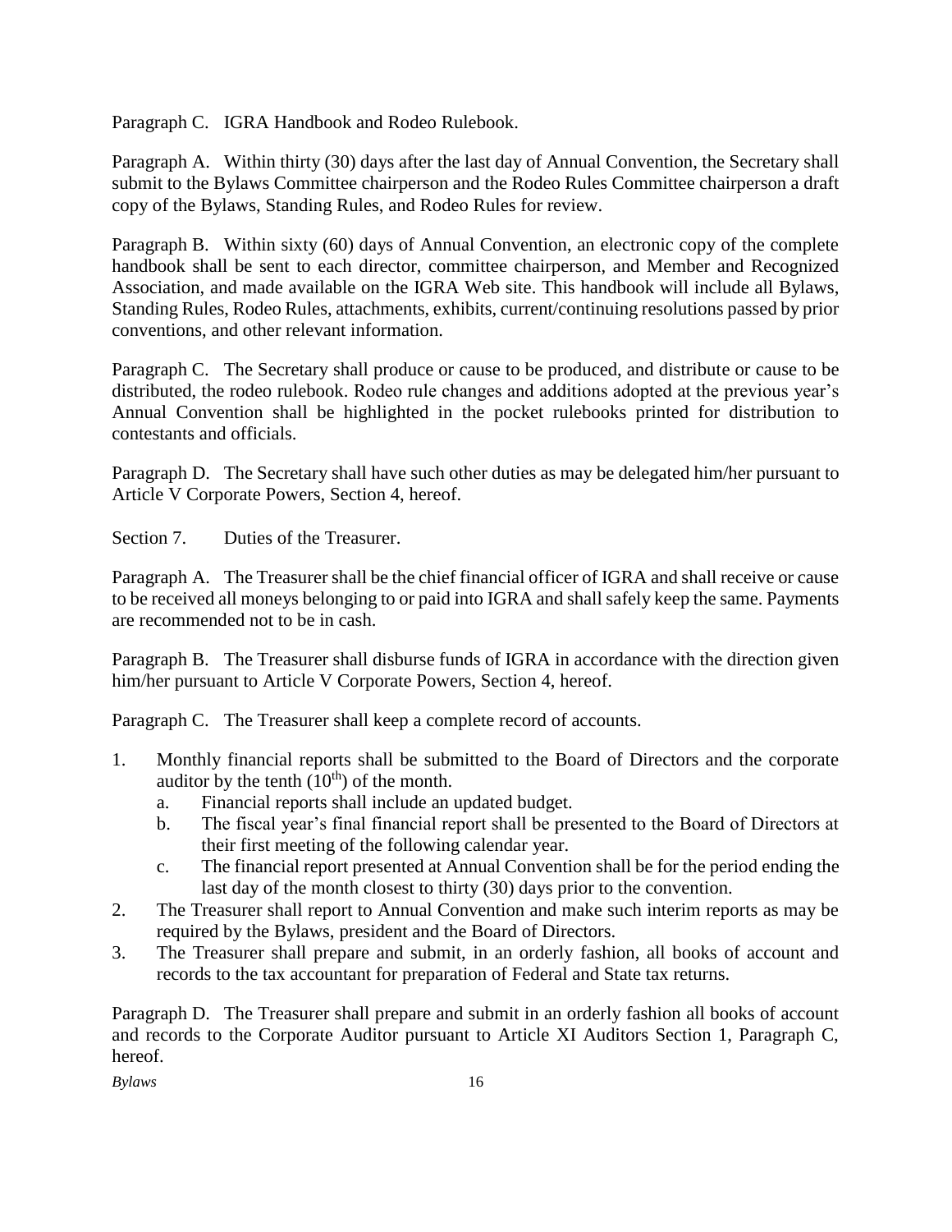Paragraph C. IGRA Handbook and Rodeo Rulebook.

Paragraph A. Within thirty (30) days after the last day of Annual Convention, the Secretary shall submit to the Bylaws Committee chairperson and the Rodeo Rules Committee chairperson a draft copy of the Bylaws, Standing Rules, and Rodeo Rules for review.

Paragraph B. Within sixty (60) days of Annual Convention, an electronic copy of the complete handbook shall be sent to each director, committee chairperson, and Member and Recognized Association, and made available on the IGRA Web site. This handbook will include all Bylaws, Standing Rules, Rodeo Rules, attachments, exhibits, current/continuing resolutions passed by prior conventions, and other relevant information.

Paragraph C. The Secretary shall produce or cause to be produced, and distribute or cause to be distributed, the rodeo rulebook. Rodeo rule changes and additions adopted at the previous year's Annual Convention shall be highlighted in the pocket rulebooks printed for distribution to contestants and officials.

Paragraph D. The Secretary shall have such other duties as may be delegated him/her pursuant to Article V Corporate Powers, Section 4, hereof.

Section 7. Duties of the Treasurer.

Paragraph A. The Treasurer shall be the chief financial officer of IGRA and shall receive or cause to be received all moneys belonging to or paid into IGRA and shall safely keep the same. Payments are recommended not to be in cash.

Paragraph B. The Treasurer shall disburse funds of IGRA in accordance with the direction given him/her pursuant to Article V Corporate Powers, Section 4, hereof.

Paragraph C. The Treasurer shall keep a complete record of accounts.

1. Monthly financial reports shall be submitted to the Board of Directors and the corporate auditor by the tenth (10th) of the month.
   a. Financial reports shall include an updated budget.
   b. The fiscal year's final financial report shall be presented to the Board of Directors at their first meeting of the following calendar year.
   c. The financial report presented at Annual Convention shall be for the period ending the last day of the month closest to thirty (30) days prior to the convention.
2. The Treasurer shall report to Annual Convention and make such interim reports as may be required by the Bylaws, president and the Board of Directors.
3. The Treasurer shall prepare and submit, in an orderly fashion, all books of account and records to the tax accountant for preparation of Federal and State tax returns.

Paragraph D. The Treasurer shall prepare and submit in an orderly fashion all books of account and records to the Corporate Auditor pursuant to Article XI Auditors Section 1, Paragraph C, hereof.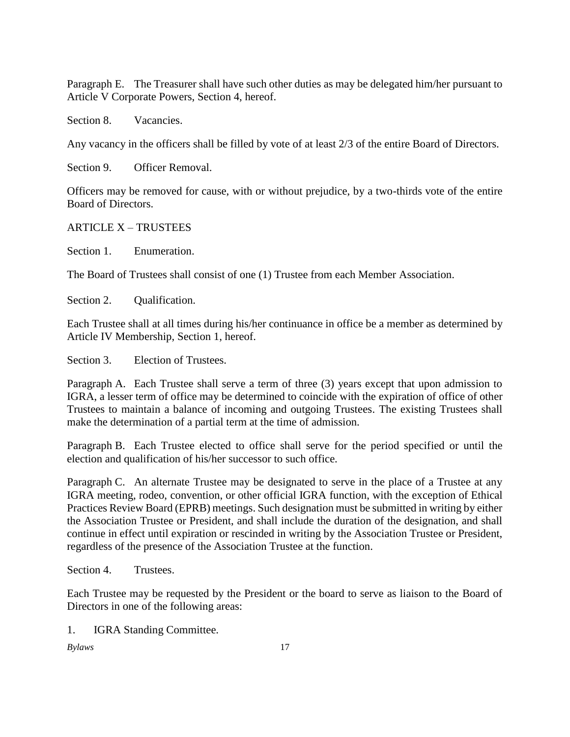Paragraph E. The Treasurer shall have such other duties as may be delegated him/her pursuant to Article V Corporate Powers, Section 4, hereof.

Section 8. Vacancies.

Any vacancy in the officers shall be filled by vote of at least 2/3 of the entire Board of Directors.

Section 9. Officer Removal.

Officers may be removed for cause, with or without prejudice, by a two-thirds vote of the entire Board of Directors.

## ARTICLE X – TRUSTEES

Section 1. Enumeration.

The Board of Trustees shall consist of one (1) Trustee from each Member Association.

Section 2. Qualification.

Each Trustee shall at all times during his/her continuance in office be a member as determined by Article IV Membership, Section 1, hereof.

Section 3. Election of Trustees.

Paragraph A. Each Trustee shall serve a term of three (3) years except that upon admission to IGRA, a lesser term of office may be determined to coincide with the expiration of office of other Trustees to maintain a balance of incoming and outgoing Trustees. The existing Trustees shall make the determination of a partial term at the time of admission.

Paragraph B. Each Trustee elected to office shall serve for the period specified or until the election and qualification of his/her successor to such office.

Paragraph C. An alternate Trustee may be designated to serve in the place of a Trustee at any IGRA meeting, rodeo, convention, or other official IGRA function, with the exception of Ethical Practices Review Board (EPRB) meetings. Such designation must be submitted in writing by either the Association Trustee or President, and shall include the duration of the designation, and shall continue in effect until expiration or rescinded in writing by the Association Trustee or President, regardless of the presence of the Association Trustee at the function.

Section 4. Trustees.

Each Trustee may be requested by the President or the board to serve as liaison to the Board of Directors in one of the following areas:

1. IGRA Standing Committee.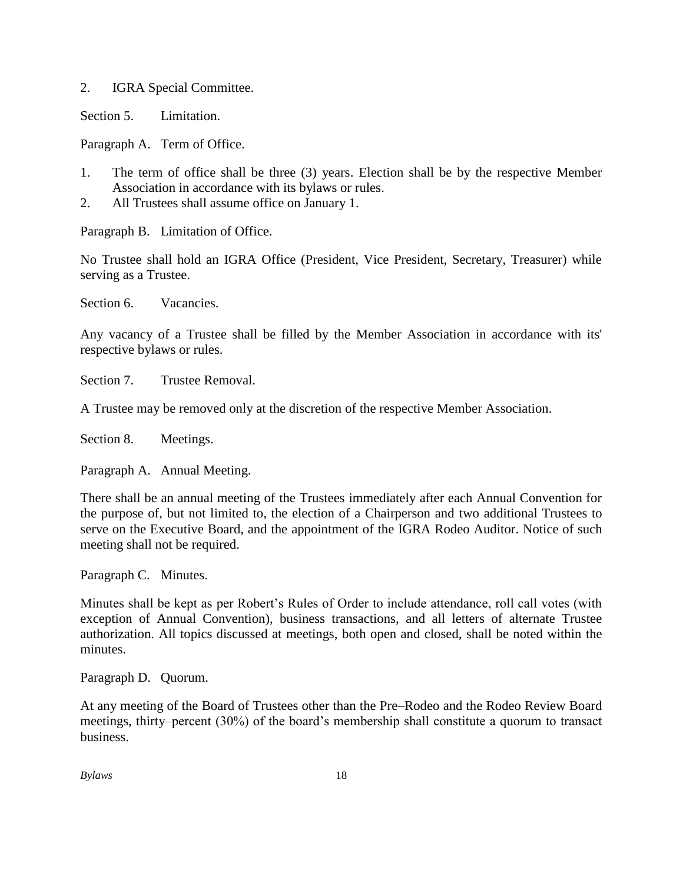2. IGRA Special Committee.

Section 5. Limitation.

Paragraph A. Term of Office.

1. The term of office shall be three (3) years. Election shall be by the respective Member Association in accordance with its bylaws or rules.
2. All Trustees shall assume office on January 1.

Paragraph B. Limitation of Office.

No Trustee shall hold an IGRA Office (President, Vice President, Secretary, Treasurer) while serving as a Trustee.

Section 6. Vacancies.

Any vacancy of a Trustee shall be filled by the Member Association in accordance with its' respective bylaws or rules.

Section 7. Trustee Removal.

A Trustee may be removed only at the discretion of the respective Member Association.

Section 8. Meetings.

Paragraph A. Annual Meeting.

There shall be an annual meeting of the Trustees immediately after each Annual Convention for the purpose of, but not limited to, the election of a Chairperson and two additional Trustees to serve on the Executive Board, and the appointment of the IGRA Rodeo Auditor. Notice of such meeting shall not be required.

Paragraph C. Minutes.

Minutes shall be kept as per Robert's Rules of Order to include attendance, roll call votes (with exception of Annual Convention), business transactions, and all letters of alternate Trustee authorization. All topics discussed at meetings, both open and closed, shall be noted within the minutes.

Paragraph D. Quorum.

At any meeting of the Board of Trustees other than the Pre–Rodeo and the Rodeo Review Board meetings, thirty–percent (30%) of the board's membership shall constitute a quorum to transact business.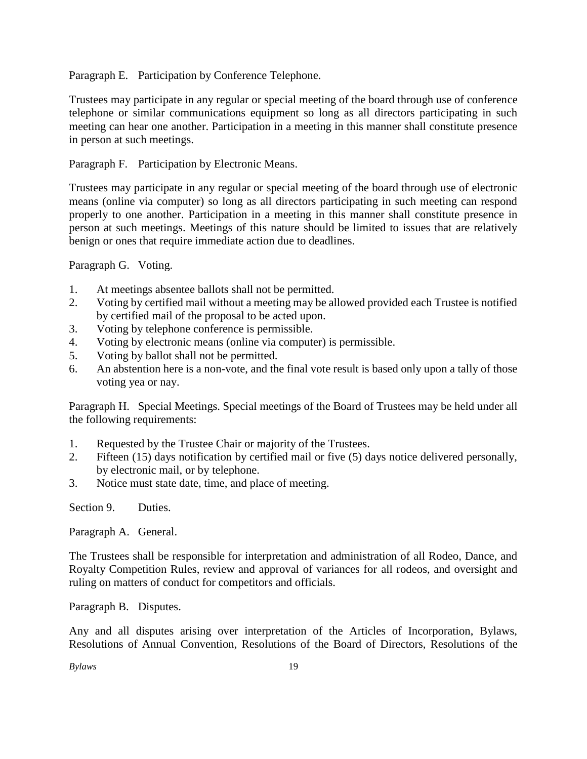Paragraph E. Participation by Conference Telephone.

Trustees may participate in any regular or special meeting of the board through use of conference telephone or similar communications equipment so long as all directors participating in such meeting can hear one another. Participation in a meeting in this manner shall constitute presence in person at such meetings.

Paragraph F. Participation by Electronic Means.

Trustees may participate in any regular or special meeting of the board through use of electronic means (online via computer) so long as all directors participating in such meeting can respond properly to one another. Participation in a meeting in this manner shall constitute presence in person at such meetings. Meetings of this nature should be limited to issues that are relatively benign or ones that require immediate action due to deadlines.

Paragraph G. Voting.

1. At meetings absentee ballots shall not be permitted.
2. Voting by certified mail without a meeting may be allowed provided each Trustee is notified by certified mail of the proposal to be acted upon.
3. Voting by telephone conference is permissible.
4. Voting by electronic means (online via computer) is permissible.
5. Voting by ballot shall not be permitted.
6. An abstention here is a non-vote, and the final vote result is based only upon a tally of those voting yea or nay.

Paragraph H. Special Meetings. Special meetings of the Board of Trustees may be held under all the following requirements:

1. Requested by the Trustee Chair or majority of the Trustees.
2. Fifteen (15) days notification by certified mail or five (5) days notice delivered personally, by electronic mail, or by telephone.
3. Notice must state date, time, and place of meeting.

Section 9. Duties.

Paragraph A. General.

The Trustees shall be responsible for interpretation and administration of all Rodeo, Dance, and Royalty Competition Rules, review and approval of variances for all rodeos, and oversight and ruling on matters of conduct for competitors and officials.

Paragraph B. Disputes.

Any and all disputes arising over interpretation of the Articles of Incorporation, Bylaws, Resolutions of Annual Convention, Resolutions of the Board of Directors, Resolutions of the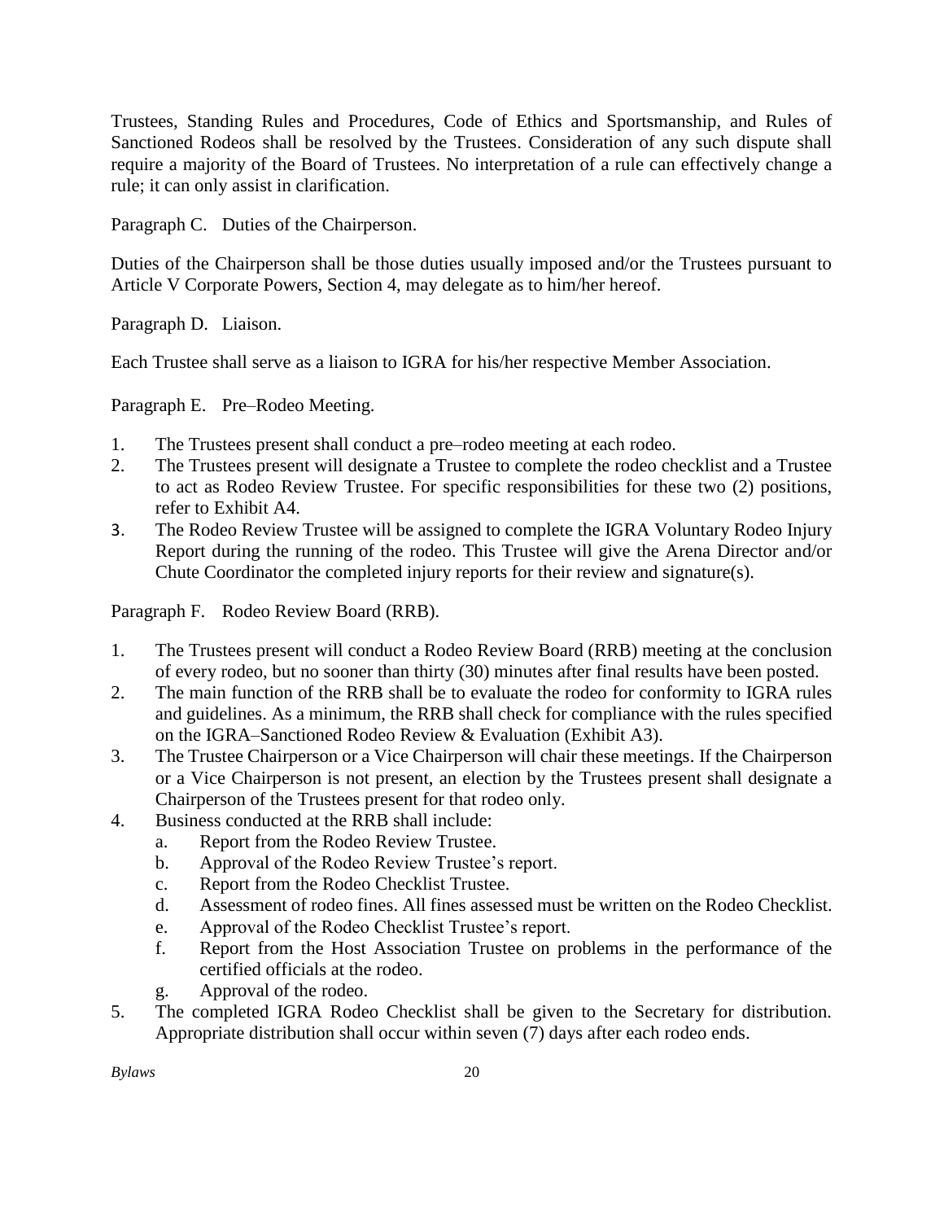Trustees, Standing Rules and Procedures, Code of Ethics and Sportsmanship, and Rules of Sanctioned Rodeos shall be resolved by the Trustees. Consideration of any such dispute shall require a majority of the Board of Trustees. No interpretation of a rule can effectively change a rule; it can only assist in clarification.

Paragraph C. Duties of the Chairperson.

Duties of the Chairperson shall be those duties usually imposed and/or the Trustees pursuant to Article V Corporate Powers, Section 4, may delegate as to him/her hereof.

Paragraph D. Liaison.

Each Trustee shall serve as a liaison to IGRA for his/her respective Member Association.

Paragraph E. Pre–Rodeo Meeting.

1. The Trustees present shall conduct a pre–rodeo meeting at each rodeo.
2. The Trustees present will designate a Trustee to complete the rodeo checklist and a Trustee to act as Rodeo Review Trustee. For specific responsibilities for these two (2) positions, refer to Exhibit A4.
3. The Rodeo Review Trustee will be assigned to complete the IGRA Voluntary Rodeo Injury Report during the running of the rodeo. This Trustee will give the Arena Director and/or Chute Coordinator the completed injury reports for their review and signature(s).

Paragraph F. Rodeo Review Board (RRB).

1. The Trustees present will conduct a Rodeo Review Board (RRB) meeting at the conclusion of every rodeo, but no sooner than thirty (30) minutes after final results have been posted.
2. The main function of the RRB shall be to evaluate the rodeo for conformity to IGRA rules and guidelines. As a minimum, the RRB shall check for compliance with the rules specified on the IGRA–Sanctioned Rodeo Review & Evaluation (Exhibit A3).
3. The Trustee Chairperson or a Vice Chairperson will chair these meetings. If the Chairperson or a Vice Chairperson is not present, an election by the Trustees present shall designate a Chairperson of the Trustees present for that rodeo only.
4. Business conducted at the RRB shall include:
   a. Report from the Rodeo Review Trustee.
   b. Approval of the Rodeo Review Trustee's report.
   c. Report from the Rodeo Checklist Trustee.
   d. Assessment of rodeo fines. All fines assessed must be written on the Rodeo Checklist.
   e. Approval of the Rodeo Checklist Trustee's report.
   f. Report from the Host Association Trustee on problems in the performance of the certified officials at the rodeo.
   g. Approval of the rodeo.
5. The completed IGRA Rodeo Checklist shall be given to the Secretary for distribution. Appropriate distribution shall occur within seven (7) days after each rodeo ends.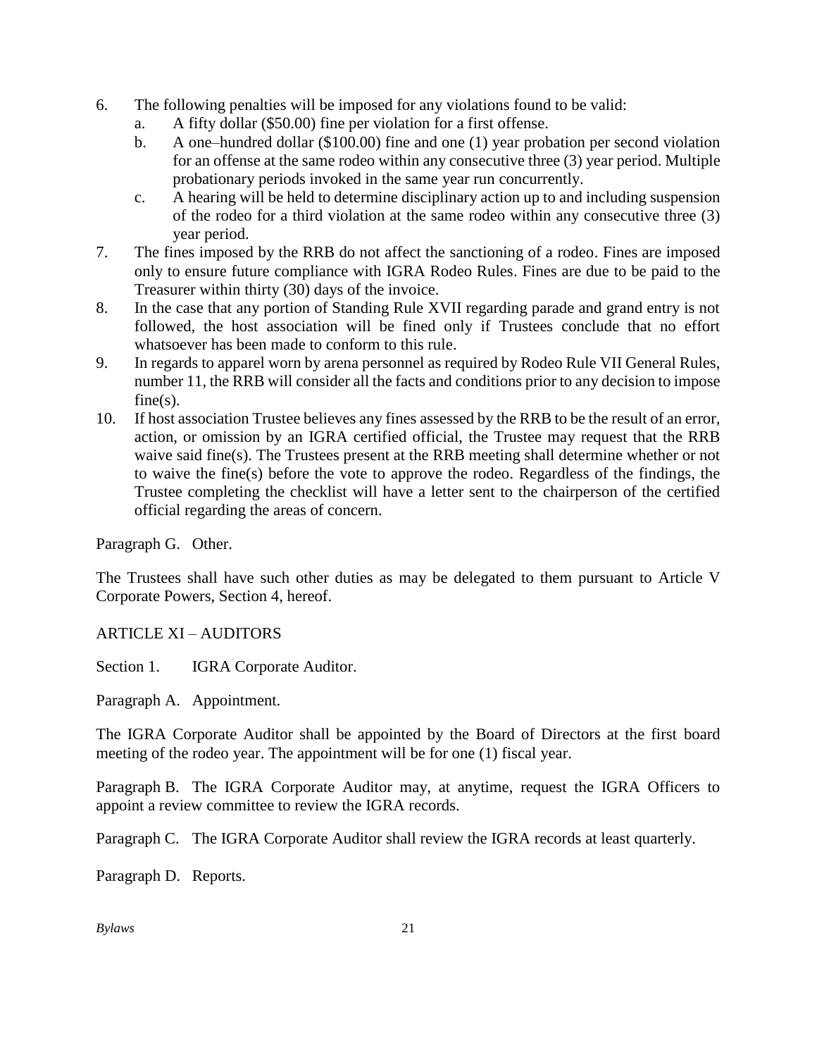6. The following penalties will be imposed for any violations found to be valid:
   a. A fifty dollar ($50.00) fine per violation for a first offense.
   b. A one–hundred dollar ($100.00) fine and one (1) year probation per second violation for an offense at the same rodeo within any consecutive three (3) year period. Multiple probationary periods invoked in the same year run concurrently.
   c. A hearing will be held to determine disciplinary action up to and including suspension of the rodeo for a third violation at the same rodeo within any consecutive three (3) year period.
7. The fines imposed by the RRB do not affect the sanctioning of a rodeo. Fines are imposed only to ensure future compliance with IGRA Rodeo Rules. Fines are due to be paid to the Treasurer within thirty (30) days of the invoice.
8. In the case that any portion of Standing Rule XVII regarding parade and grand entry is not followed, the host association will be fined only if Trustees conclude that no effort whatsoever has been made to conform to this rule.
9. In regards to apparel worn by arena personnel as required by Rodeo Rule VII General Rules, number 11, the RRB will consider all the facts and conditions prior to any decision to impose fine(s).
10. If host association Trustee believes any fines assessed by the RRB to be the result of an error, action, or omission by an IGRA certified official, the Trustee may request that the RRB waive said fine(s). The Trustees present at the RRB meeting shall determine whether or not to waive the fine(s) before the vote to approve the rodeo. Regardless of the findings, the Trustee completing the checklist will have a letter sent to the chairperson of the certified official regarding the areas of concern.

Paragraph G. Other.

The Trustees shall have such other duties as may be delegated to them pursuant to Article V Corporate Powers, Section 4, hereof.

## ARTICLE XI – AUDITORS

Section 1. IGRA Corporate Auditor.

Paragraph A. Appointment.

The IGRA Corporate Auditor shall be appointed by the Board of Directors at the first board meeting of the rodeo year. The appointment will be for one (1) fiscal year.

Paragraph B. The IGRA Corporate Auditor may, at anytime, request the IGRA Officers to appoint a review committee to review the IGRA records.

Paragraph C. The IGRA Corporate Auditor shall review the IGRA records at least quarterly.

Paragraph D. Reports.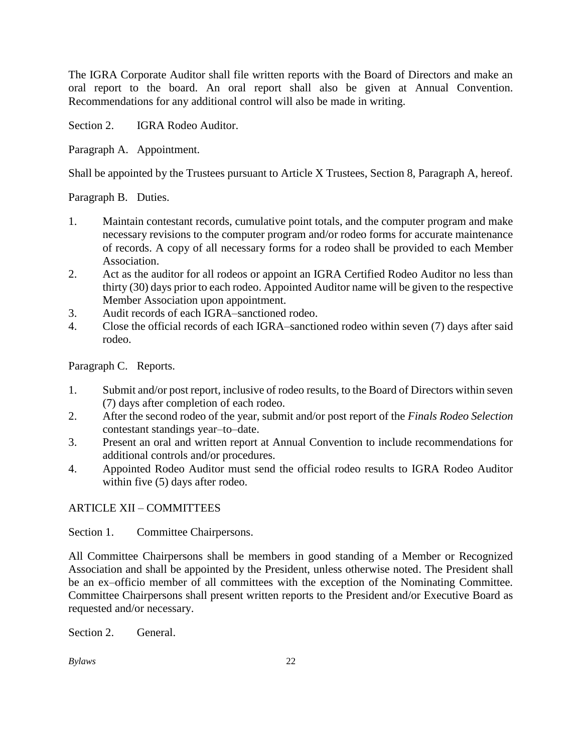The IGRA Corporate Auditor shall file written reports with the Board of Directors and make an oral report to the board. An oral report shall also be given at Annual Convention. Recommendations for any additional control will also be made in writing.

Section 2. IGRA Rodeo Auditor.

Paragraph A. Appointment.

Shall be appointed by the Trustees pursuant to Article X Trustees, Section 8, Paragraph A, hereof.

Paragraph B. Duties.

1. Maintain contestant records, cumulative point totals, and the computer program and make necessary revisions to the computer program and/or rodeo forms for accurate maintenance of records. A copy of all necessary forms for a rodeo shall be provided to each Member Association.
2. Act as the auditor for all rodeos or appoint an IGRA Certified Rodeo Auditor no less than thirty (30) days prior to each rodeo. Appointed Auditor name will be given to the respective Member Association upon appointment.
3. Audit records of each IGRA–sanctioned rodeo.
4. Close the official records of each IGRA–sanctioned rodeo within seven (7) days after said rodeo.

Paragraph C. Reports.

1. Submit and/or post report, inclusive of rodeo results, to the Board of Directors within seven (7) days after completion of each rodeo.
2. After the second rodeo of the year, submit and/or post report of the *Finals Rodeo Selection* contestant standings year–to–date.
3. Present an oral and written report at Annual Convention to include recommendations for additional controls and/or procedures.
4. Appointed Rodeo Auditor must send the official rodeo results to IGRA Rodeo Auditor within five (5) days after rodeo.

## ARTICLE XII – COMMITTEES

Section 1. Committee Chairpersons.

All Committee Chairpersons shall be members in good standing of a Member or Recognized Association and shall be appointed by the President, unless otherwise noted. The President shall be an ex–officio member of all committees with the exception of the Nominating Committee. Committee Chairpersons shall present written reports to the President and/or Executive Board as requested and/or necessary.

Section 2. General.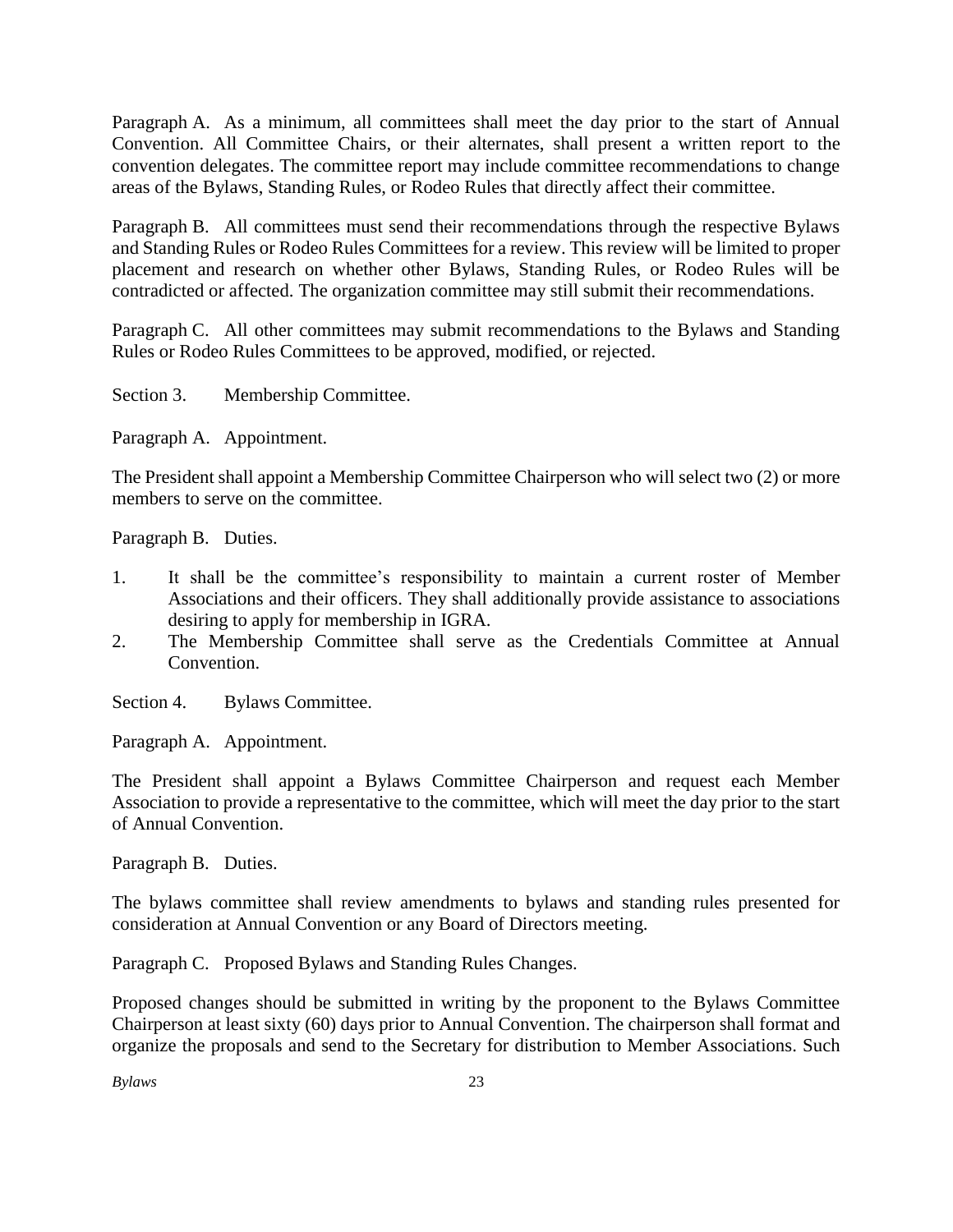Paragraph A. As a minimum, all committees shall meet the day prior to the start of Annual Convention. All Committee Chairs, or their alternates, shall present a written report to the convention delegates. The committee report may include committee recommendations to change areas of the Bylaws, Standing Rules, or Rodeo Rules that directly affect their committee.

Paragraph B. All committees must send their recommendations through the respective Bylaws and Standing Rules or Rodeo Rules Committees for a review. This review will be limited to proper placement and research on whether other Bylaws, Standing Rules, or Rodeo Rules will be contradicted or affected. The organization committee may still submit their recommendations.

Paragraph C. All other committees may submit recommendations to the Bylaws and Standing Rules or Rodeo Rules Committees to be approved, modified, or rejected.

Section 3. Membership Committee.

Paragraph A. Appointment.

The President shall appoint a Membership Committee Chairperson who will select two (2) or more members to serve on the committee.

Paragraph B. Duties.

1. It shall be the committee's responsibility to maintain a current roster of Member Associations and their officers. They shall additionally provide assistance to associations desiring to apply for membership in IGRA.
2. The Membership Committee shall serve as the Credentials Committee at Annual Convention.

Section 4. Bylaws Committee.

Paragraph A. Appointment.

The President shall appoint a Bylaws Committee Chairperson and request each Member Association to provide a representative to the committee, which will meet the day prior to the start of Annual Convention.

Paragraph B. Duties.

The bylaws committee shall review amendments to bylaws and standing rules presented for consideration at Annual Convention or any Board of Directors meeting.

Paragraph C. Proposed Bylaws and Standing Rules Changes.

Proposed changes should be submitted in writing by the proponent to the Bylaws Committee Chairperson at least sixty (60) days prior to Annual Convention. The chairperson shall format and organize the proposals and send to the Secretary for distribution to Member Associations. Such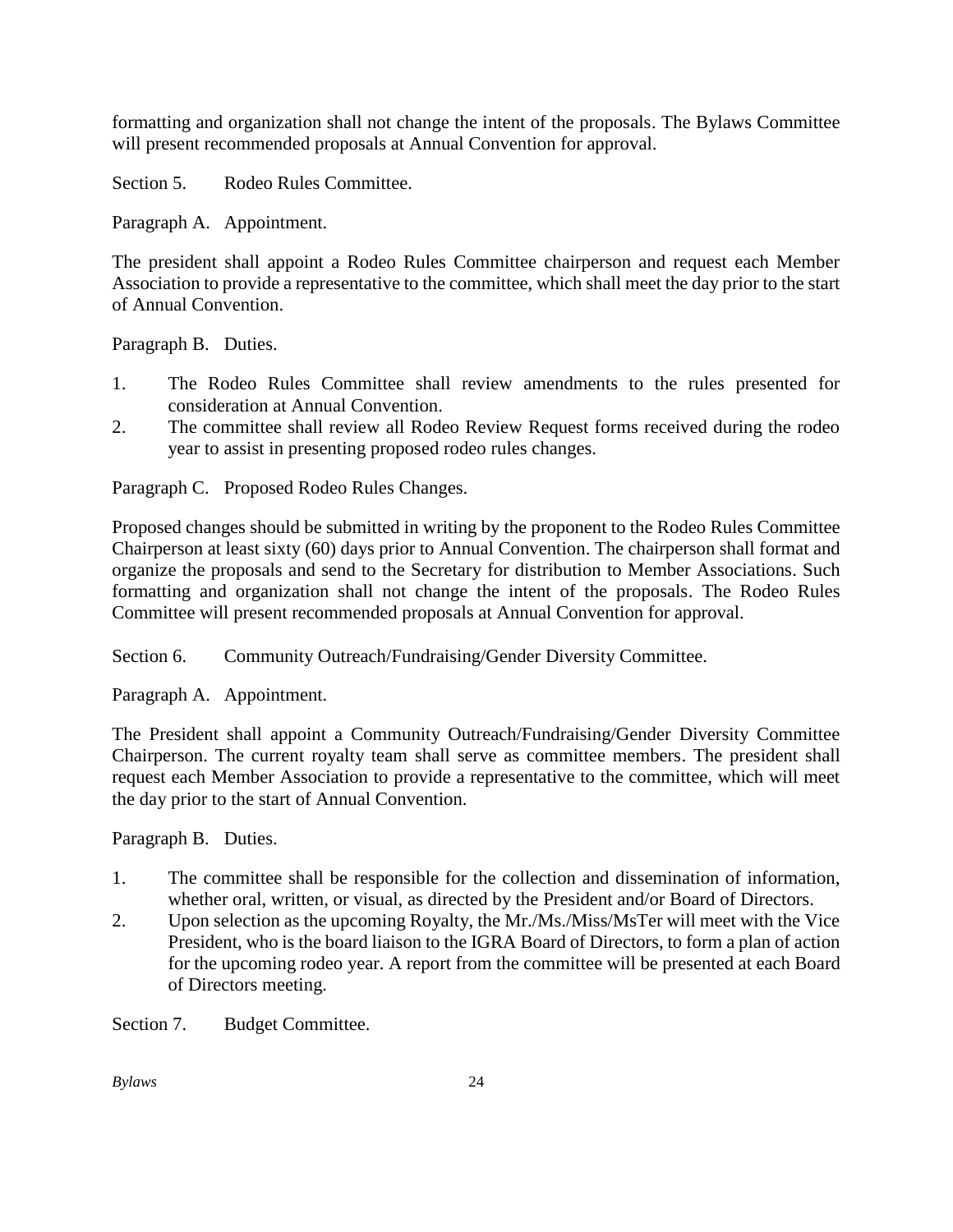formatting and organization shall not change the intent of the proposals. The Bylaws Committee will present recommended proposals at Annual Convention for approval.

Section 5. Rodeo Rules Committee.

Paragraph A. Appointment.

The president shall appoint a Rodeo Rules Committee chairperson and request each Member Association to provide a representative to the committee, which shall meet the day prior to the start of Annual Convention.

Paragraph B. Duties.

1. The Rodeo Rules Committee shall review amendments to the rules presented for consideration at Annual Convention.
2. The committee shall review all Rodeo Review Request forms received during the rodeo year to assist in presenting proposed rodeo rules changes.

Paragraph C. Proposed Rodeo Rules Changes.

Proposed changes should be submitted in writing by the proponent to the Rodeo Rules Committee Chairperson at least sixty (60) days prior to Annual Convention. The chairperson shall format and organize the proposals and send to the Secretary for distribution to Member Associations. Such formatting and organization shall not change the intent of the proposals. The Rodeo Rules Committee will present recommended proposals at Annual Convention for approval.

Section 6. Community Outreach/Fundraising/Gender Diversity Committee.

Paragraph A. Appointment.

The President shall appoint a Community Outreach/Fundraising/Gender Diversity Committee Chairperson. The current royalty team shall serve as committee members. The president shall request each Member Association to provide a representative to the committee, which will meet the day prior to the start of Annual Convention.

Paragraph B. Duties.

1. The committee shall be responsible for the collection and dissemination of information, whether oral, written, or visual, as directed by the President and/or Board of Directors.
2. Upon selection as the upcoming Royalty, the Mr./Ms./Miss/MsTer will meet with the Vice President, who is the board liaison to the IGRA Board of Directors, to form a plan of action for the upcoming rodeo year. A report from the committee will be presented at each Board of Directors meeting.

Section 7. Budget Committee.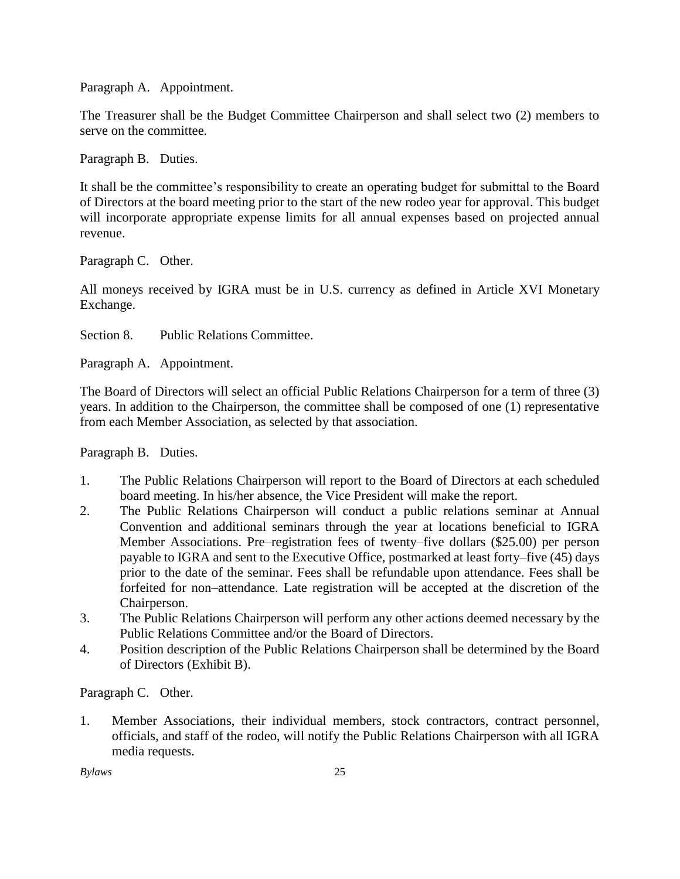Paragraph A. Appointment.

The Treasurer shall be the Budget Committee Chairperson and shall select two (2) members to serve on the committee.

Paragraph B. Duties.

It shall be the committee's responsibility to create an operating budget for submittal to the Board of Directors at the board meeting prior to the start of the new rodeo year for approval. This budget will incorporate appropriate expense limits for all annual expenses based on projected annual revenue.

Paragraph C. Other.

All moneys received by IGRA must be in U.S. currency as defined in Article XVI Monetary Exchange.

Section 8. Public Relations Committee.

Paragraph A. Appointment.

The Board of Directors will select an official Public Relations Chairperson for a term of three (3) years. In addition to the Chairperson, the committee shall be composed of one (1) representative from each Member Association, as selected by that association.

Paragraph B. Duties.

1. The Public Relations Chairperson will report to the Board of Directors at each scheduled board meeting. In his/her absence, the Vice President will make the report.
2. The Public Relations Chairperson will conduct a public relations seminar at Annual Convention and additional seminars through the year at locations beneficial to IGRA Member Associations. Pre–registration fees of twenty–five dollars ($25.00) per person payable to IGRA and sent to the Executive Office, postmarked at least forty–five (45) days prior to the date of the seminar. Fees shall be refundable upon attendance. Fees shall be forfeited for non–attendance. Late registration will be accepted at the discretion of the Chairperson.
3. The Public Relations Chairperson will perform any other actions deemed necessary by the Public Relations Committee and/or the Board of Directors.
4. Position description of the Public Relations Chairperson shall be determined by the Board of Directors (Exhibit B).

Paragraph C. Other.

1. Member Associations, their individual members, stock contractors, contract personnel, officials, and staff of the rodeo, will notify the Public Relations Chairperson with all IGRA media requests.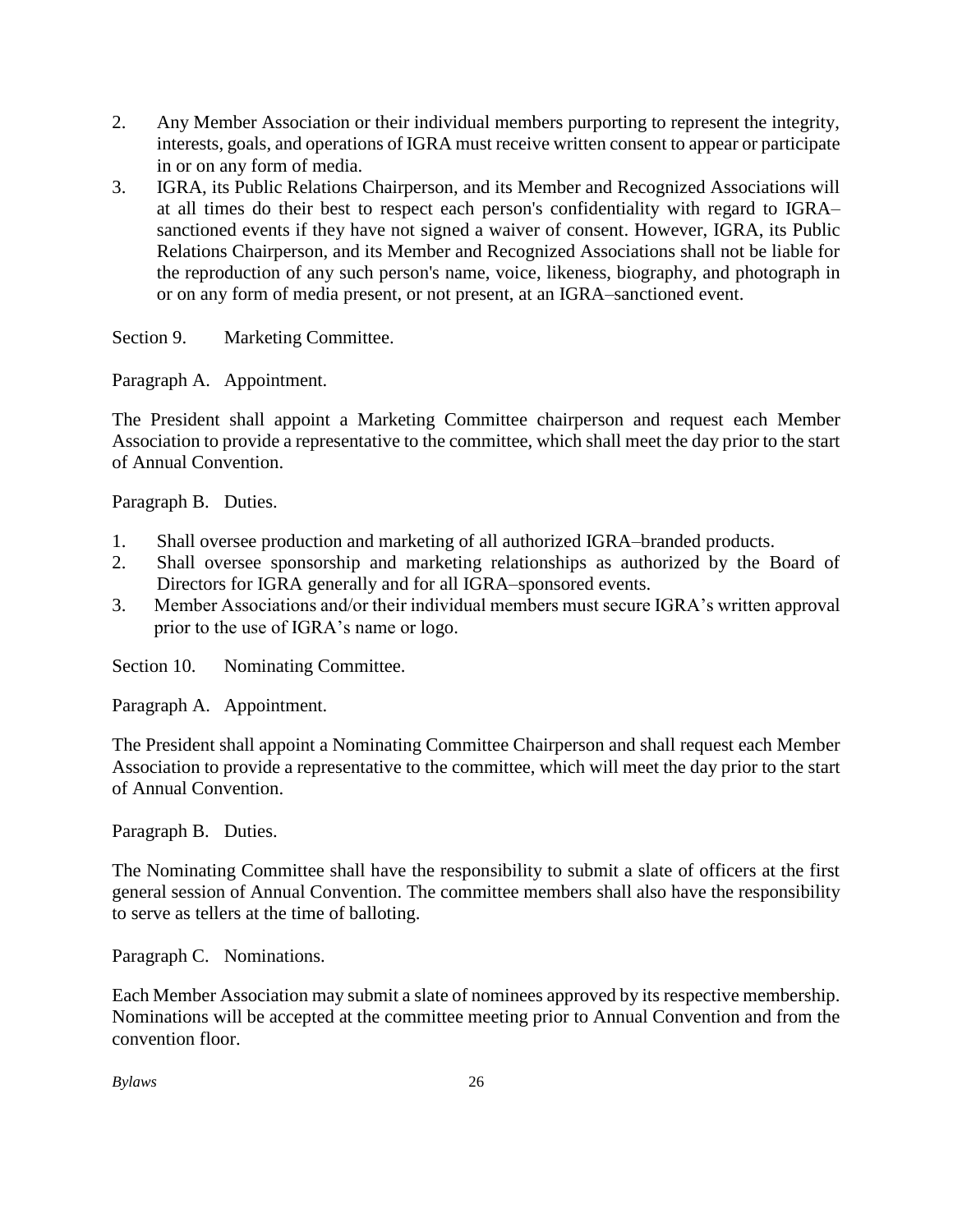2. Any Member Association or their individual members purporting to represent the integrity, interests, goals, and operations of IGRA must receive written consent to appear or participate in or on any form of media.
3. IGRA, its Public Relations Chairperson, and its Member and Recognized Associations will at all times do their best to respect each person's confidentiality with regard to IGRA–sanctioned events if they have not signed a waiver of consent. However, IGRA, its Public Relations Chairperson, and its Member and Recognized Associations shall not be liable for the reproduction of any such person's name, voice, likeness, biography, and photograph in or on any form of media present, or not present, at an IGRA–sanctioned event.

Section 9. Marketing Committee.

Paragraph A. Appointment.

The President shall appoint a Marketing Committee chairperson and request each Member Association to provide a representative to the committee, which shall meet the day prior to the start of Annual Convention.

Paragraph B. Duties.

1. Shall oversee production and marketing of all authorized IGRA–branded products.
2. Shall oversee sponsorship and marketing relationships as authorized by the Board of Directors for IGRA generally and for all IGRA–sponsored events.
3. Member Associations and/or their individual members must secure IGRA's written approval prior to the use of IGRA's name or logo.

Section 10. Nominating Committee.

Paragraph A. Appointment.

The President shall appoint a Nominating Committee Chairperson and shall request each Member Association to provide a representative to the committee, which will meet the day prior to the start of Annual Convention.

Paragraph B. Duties.

The Nominating Committee shall have the responsibility to submit a slate of officers at the first general session of Annual Convention. The committee members shall also have the responsibility to serve as tellers at the time of balloting.

Paragraph C. Nominations.

Each Member Association may submit a slate of nominees approved by its respective membership. Nominations will be accepted at the committee meeting prior to Annual Convention and from the convention floor.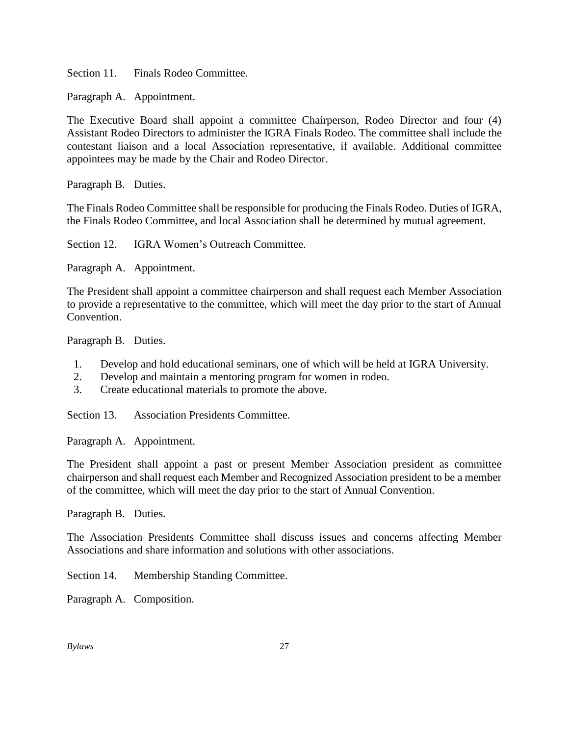Section 11. Finals Rodeo Committee.

Paragraph A. Appointment.

The Executive Board shall appoint a committee Chairperson, Rodeo Director and four (4) Assistant Rodeo Directors to administer the IGRA Finals Rodeo. The committee shall include the contestant liaison and a local Association representative, if available. Additional committee appointees may be made by the Chair and Rodeo Director.

Paragraph B. Duties.

The Finals Rodeo Committee shall be responsible for producing the Finals Rodeo. Duties of IGRA, the Finals Rodeo Committee, and local Association shall be determined by mutual agreement.

Section 12. IGRA Women's Outreach Committee.

Paragraph A. Appointment.

The President shall appoint a committee chairperson and shall request each Member Association to provide a representative to the committee, which will meet the day prior to the start of Annual Convention.

Paragraph B. Duties.

1. Develop and hold educational seminars, one of which will be held at IGRA University.
2. Develop and maintain a mentoring program for women in rodeo.
3. Create educational materials to promote the above.

Section 13. Association Presidents Committee.

Paragraph A. Appointment.

The President shall appoint a past or present Member Association president as committee chairperson and shall request each Member and Recognized Association president to be a member of the committee, which will meet the day prior to the start of Annual Convention.

Paragraph B. Duties.

The Association Presidents Committee shall discuss issues and concerns affecting Member Associations and share information and solutions with other associations.

Section 14. Membership Standing Committee.

Paragraph A. Composition.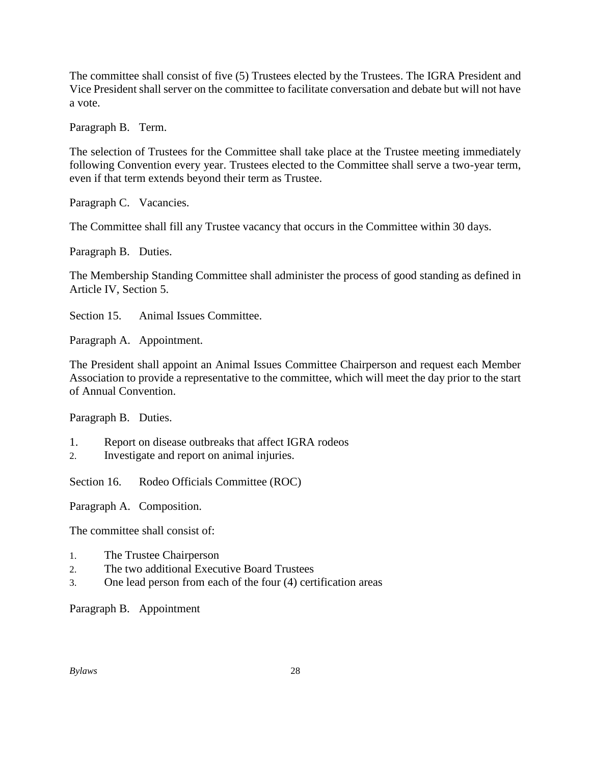The committee shall consist of five (5) Trustees elected by the Trustees. The IGRA President and Vice President shall server on the committee to facilitate conversation and debate but will not have a vote.

Paragraph B. Term.

The selection of Trustees for the Committee shall take place at the Trustee meeting immediately following Convention every year. Trustees elected to the Committee shall serve a two-year term, even if that term extends beyond their term as Trustee.

Paragraph C. Vacancies.

The Committee shall fill any Trustee vacancy that occurs in the Committee within 30 days.

Paragraph B. Duties.

The Membership Standing Committee shall administer the process of good standing as defined in Article IV, Section 5.

Section 15. Animal Issues Committee.

Paragraph A. Appointment.

The President shall appoint an Animal Issues Committee Chairperson and request each Member Association to provide a representative to the committee, which will meet the day prior to the start of Annual Convention.

Paragraph B. Duties.

1. Report on disease outbreaks that affect IGRA rodeos
2. Investigate and report on animal injuries.

Section 16. Rodeo Officials Committee (ROC)

Paragraph A. Composition.

The committee shall consist of:

1. The Trustee Chairperson
2. The two additional Executive Board Trustees
3. One lead person from each of the four (4) certification areas

Paragraph B. Appointment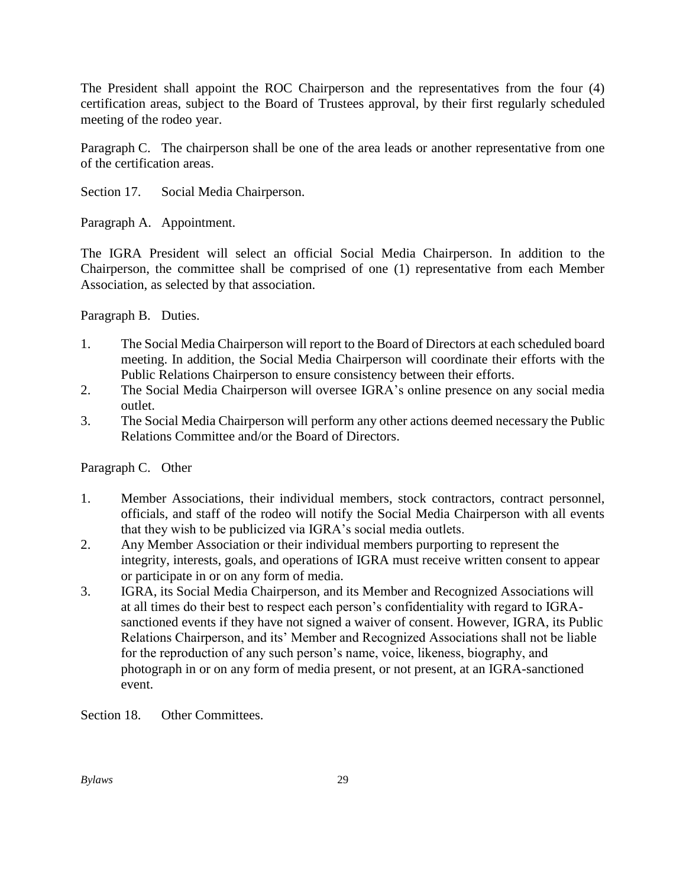The President shall appoint the ROC Chairperson and the representatives from the four (4) certification areas, subject to the Board of Trustees approval, by their first regularly scheduled meeting of the rodeo year.

Paragraph C. The chairperson shall be one of the area leads or another representative from one of the certification areas.

Section 17. Social Media Chairperson.

Paragraph A. Appointment.

The IGRA President will select an official Social Media Chairperson. In addition to the Chairperson, the committee shall be comprised of one (1) representative from each Member Association, as selected by that association.

Paragraph B. Duties.

1. The Social Media Chairperson will report to the Board of Directors at each scheduled board meeting. In addition, the Social Media Chairperson will coordinate their efforts with the Public Relations Chairperson to ensure consistency between their efforts.
2. The Social Media Chairperson will oversee IGRA's online presence on any social media outlet.
3. The Social Media Chairperson will perform any other actions deemed necessary the Public Relations Committee and/or the Board of Directors.

Paragraph C. Other

1. Member Associations, their individual members, stock contractors, contract personnel, officials, and staff of the rodeo will notify the Social Media Chairperson with all events that they wish to be publicized via IGRA's social media outlets.
2. Any Member Association or their individual members purporting to represent the integrity, interests, goals, and operations of IGRA must receive written consent to appear or participate in or on any form of media.
3. IGRA, its Social Media Chairperson, and its Member and Recognized Associations will at all times do their best to respect each person's confidentiality with regard to IGRA-sanctioned events if they have not signed a waiver of consent. However, IGRA, its Public Relations Chairperson, and its' Member and Recognized Associations shall not be liable for the reproduction of any such person's name, voice, likeness, biography, and photograph in or on any form of media present, or not present, at an IGRA-sanctioned event.

Section 18. Other Committees.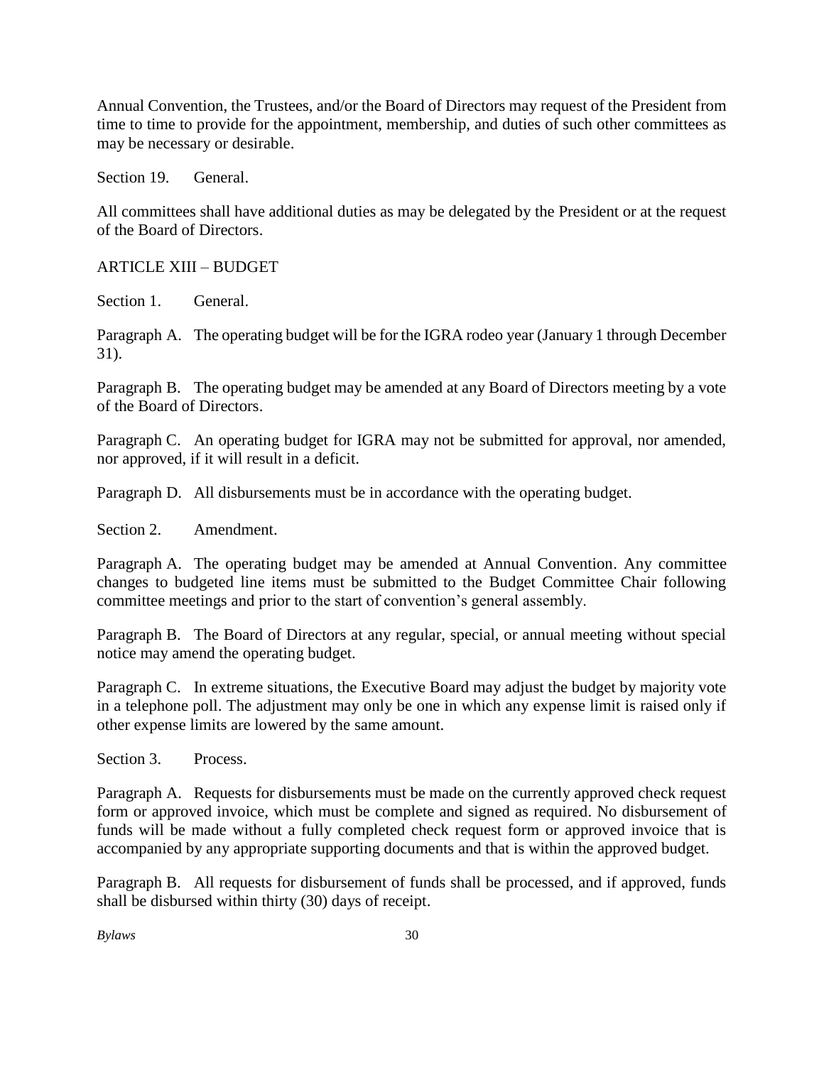Annual Convention, the Trustees, and/or the Board of Directors may request of the President from time to time to provide for the appointment, membership, and duties of such other committees as may be necessary or desirable.

Section 19. General.

All committees shall have additional duties as may be delegated by the President or at the request of the Board of Directors.

## ARTICLE XIII – BUDGET

Section 1. General.

Paragraph A. The operating budget will be for the IGRA rodeo year (January 1 through December 31).

Paragraph B. The operating budget may be amended at any Board of Directors meeting by a vote of the Board of Directors.

Paragraph C. An operating budget for IGRA may not be submitted for approval, nor amended, nor approved, if it will result in a deficit.

Paragraph D. All disbursements must be in accordance with the operating budget.

Section 2. Amendment.

Paragraph A. The operating budget may be amended at Annual Convention. Any committee changes to budgeted line items must be submitted to the Budget Committee Chair following committee meetings and prior to the start of convention's general assembly.

Paragraph B. The Board of Directors at any regular, special, or annual meeting without special notice may amend the operating budget.

Paragraph C. In extreme situations, the Executive Board may adjust the budget by majority vote in a telephone poll. The adjustment may only be one in which any expense limit is raised only if other expense limits are lowered by the same amount.

Section 3. Process.

Paragraph A. Requests for disbursements must be made on the currently approved check request form or approved invoice, which must be complete and signed as required. No disbursement of funds will be made without a fully completed check request form or approved invoice that is accompanied by any appropriate supporting documents and that is within the approved budget.

Paragraph B. All requests for disbursement of funds shall be processed, and if approved, funds shall be disbursed within thirty (30) days of receipt.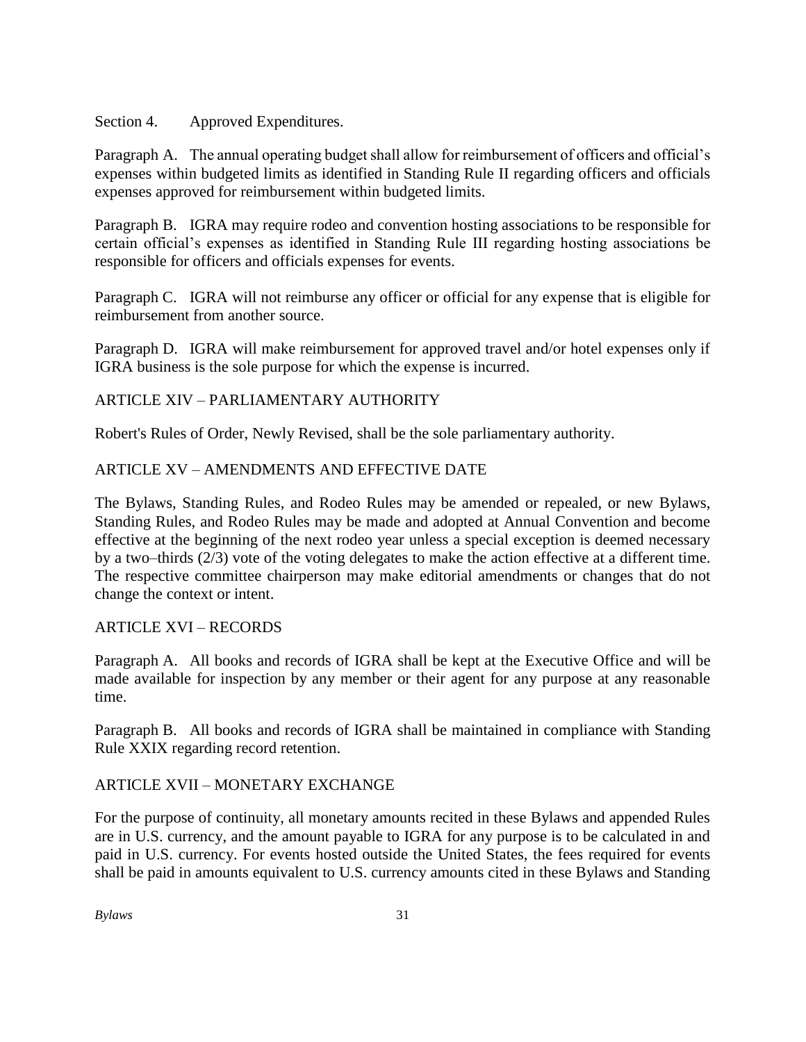Section 4. Approved Expenditures.

Paragraph A. The annual operating budget shall allow for reimbursement of officers and official's expenses within budgeted limits as identified in Standing Rule II regarding officers and officials expenses approved for reimbursement within budgeted limits.

Paragraph B. IGRA may require rodeo and convention hosting associations to be responsible for certain official's expenses as identified in Standing Rule III regarding hosting associations be responsible for officers and officials expenses for events.

Paragraph C. IGRA will not reimburse any officer or official for any expense that is eligible for reimbursement from another source.

Paragraph D. IGRA will make reimbursement for approved travel and/or hotel expenses only if IGRA business is the sole purpose for which the expense is incurred.

## ARTICLE XIV – PARLIAMENTARY AUTHORITY

Robert's Rules of Order, Newly Revised, shall be the sole parliamentary authority.

## ARTICLE XV – AMENDMENTS AND EFFECTIVE DATE

The Bylaws, Standing Rules, and Rodeo Rules may be amended or repealed, or new Bylaws, Standing Rules, and Rodeo Rules may be made and adopted at Annual Convention and become effective at the beginning of the next rodeo year unless a special exception is deemed necessary by a two–thirds (2/3) vote of the voting delegates to make the action effective at a different time. The respective committee chairperson may make editorial amendments or changes that do not change the context or intent.

## ARTICLE XVI – RECORDS

Paragraph A. All books and records of IGRA shall be kept at the Executive Office and will be made available for inspection by any member or their agent for any purpose at any reasonable time.

Paragraph B. All books and records of IGRA shall be maintained in compliance with Standing Rule XXIX regarding record retention.

## ARTICLE XVII – MONETARY EXCHANGE

For the purpose of continuity, all monetary amounts recited in these Bylaws and appended Rules are in U.S. currency, and the amount payable to IGRA for any purpose is to be calculated in and paid in U.S. currency. For events hosted outside the United States, the fees required for events shall be paid in amounts equivalent to U.S. currency amounts cited in these Bylaws and Standing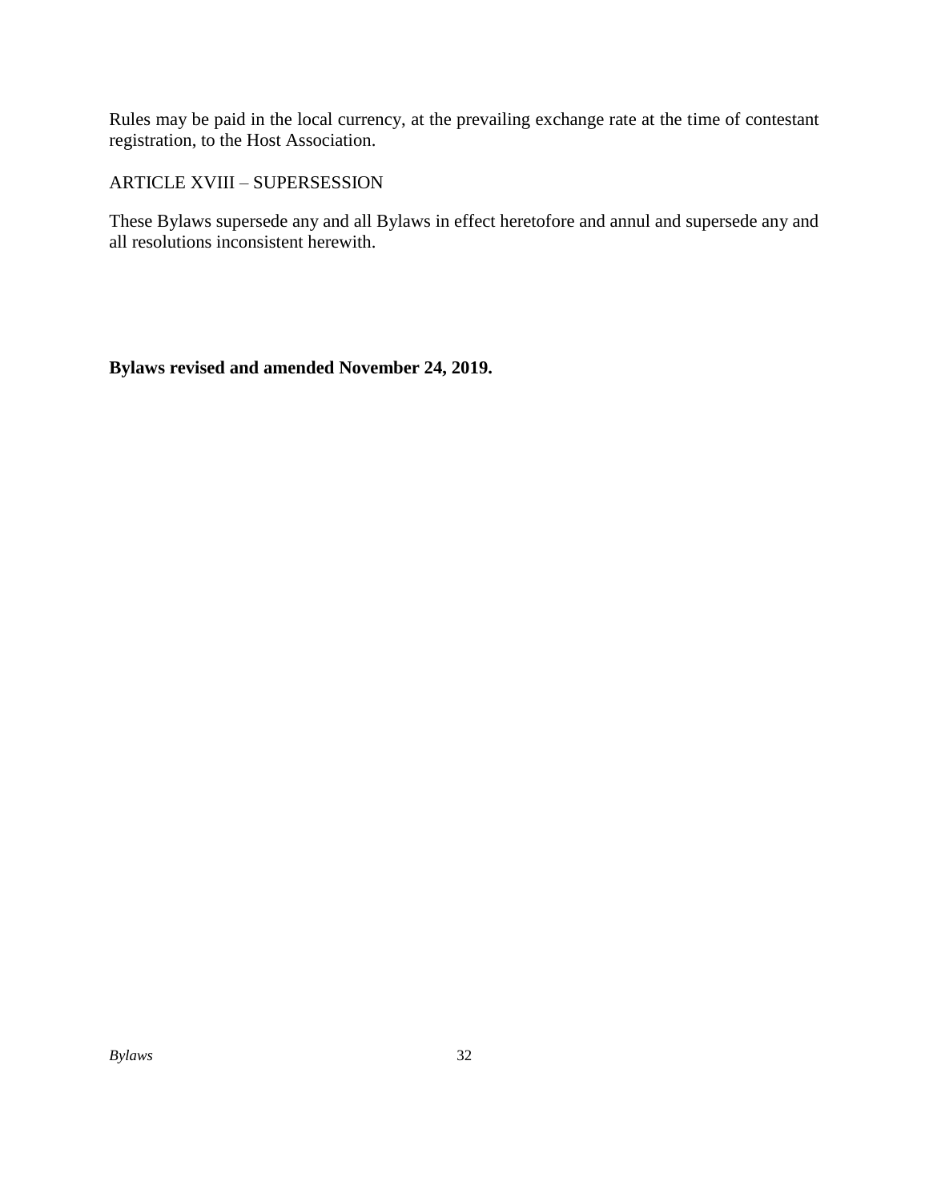Rules may be paid in the local currency, at the prevailing exchange rate at the time of contestant registration, to the Host Association.

## ARTICLE XVIII – SUPERSESSION

These Bylaws supersede any and all Bylaws in effect heretofore and annul and supersede any and all resolutions inconsistent herewith.

**Bylaws revised and amended November 24, 2019.**